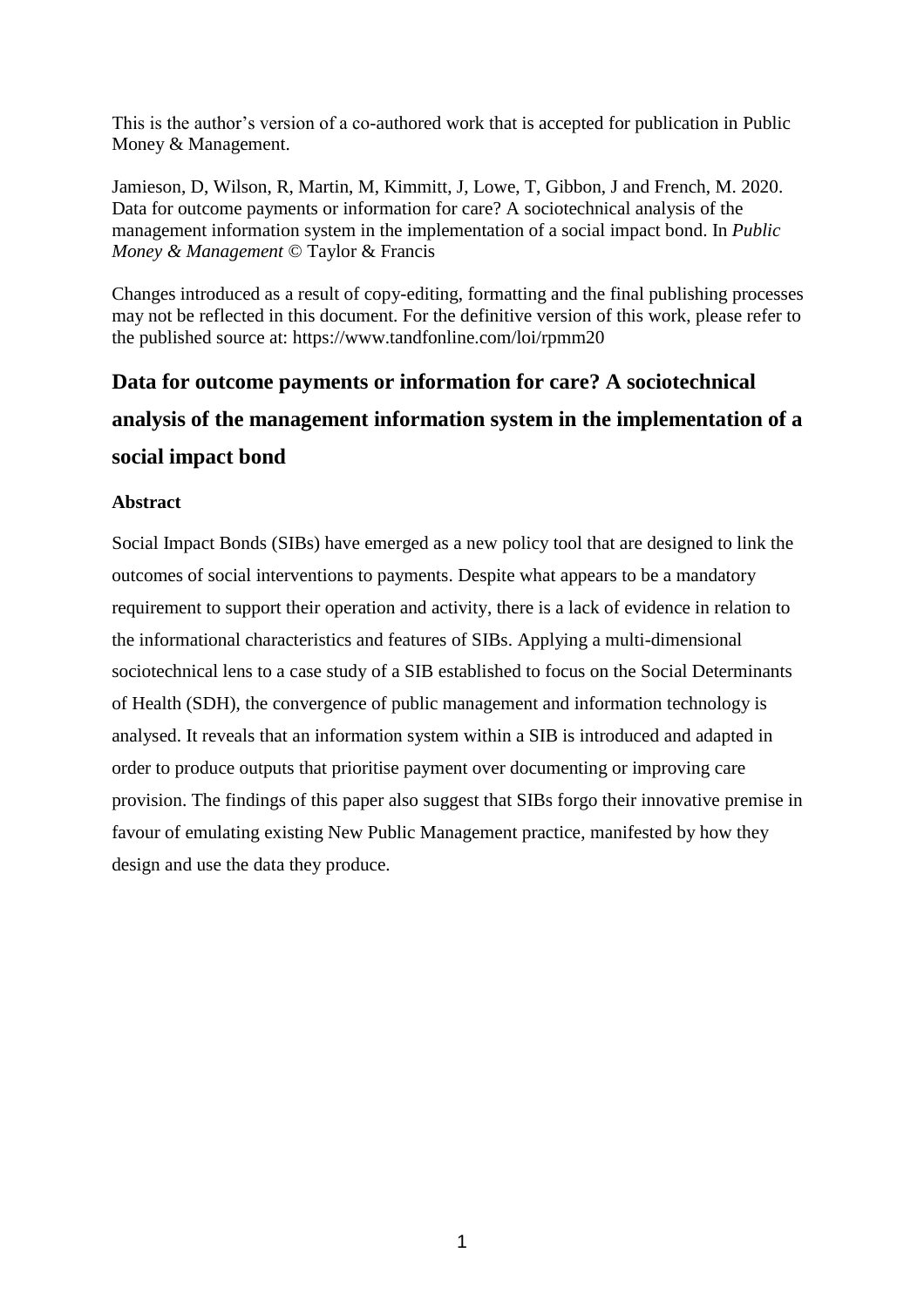This is the author's version of a co-authored work that is accepted for publication in Public Money & Management.

Jamieson, D, Wilson, R, Martin, M, Kimmitt, J, Lowe, T, Gibbon, J and French, M. 2020. Data for outcome payments or information for care? A sociotechnical analysis of the management information system in the implementation of a social impact bond. In *Public Money & Management* © Taylor & Francis

Changes introduced as a result of copy-editing, formatting and the final publishing processes may not be reflected in this document. For the definitive version of this work, please refer to the published source at: https://www.tandfonline.com/loi/rpmm20

# Data for outcome payments or information for care? A sociotechnical analysis of the management information system in the implementation of a social impact bond

## Abstract

Social Impact Bonds (SIBs) have emerged as a new policy tool that are designed to link the outcomes of social interventions to payments. Despite what appears to be a mandatory requirement to support their operation and activity, there is a lack of evidence in relation to the informational characteristics and features of SIBs. Applying a multi-dimensional sociotechnical lens to a case study of a SIB established to focus on the Social Determinants of Health (SDH), the convergence of public management and information technology is analysed. It reveals that an information system within a SIB is introduced and adapted in order to produce outputs that prioritise payment over documenting or improving care provision. The findings of this paper also suggest that SIBs forgo their innovative premise in favour of emulating existing New Public Management practice, manifested by how they design and use the data they produce.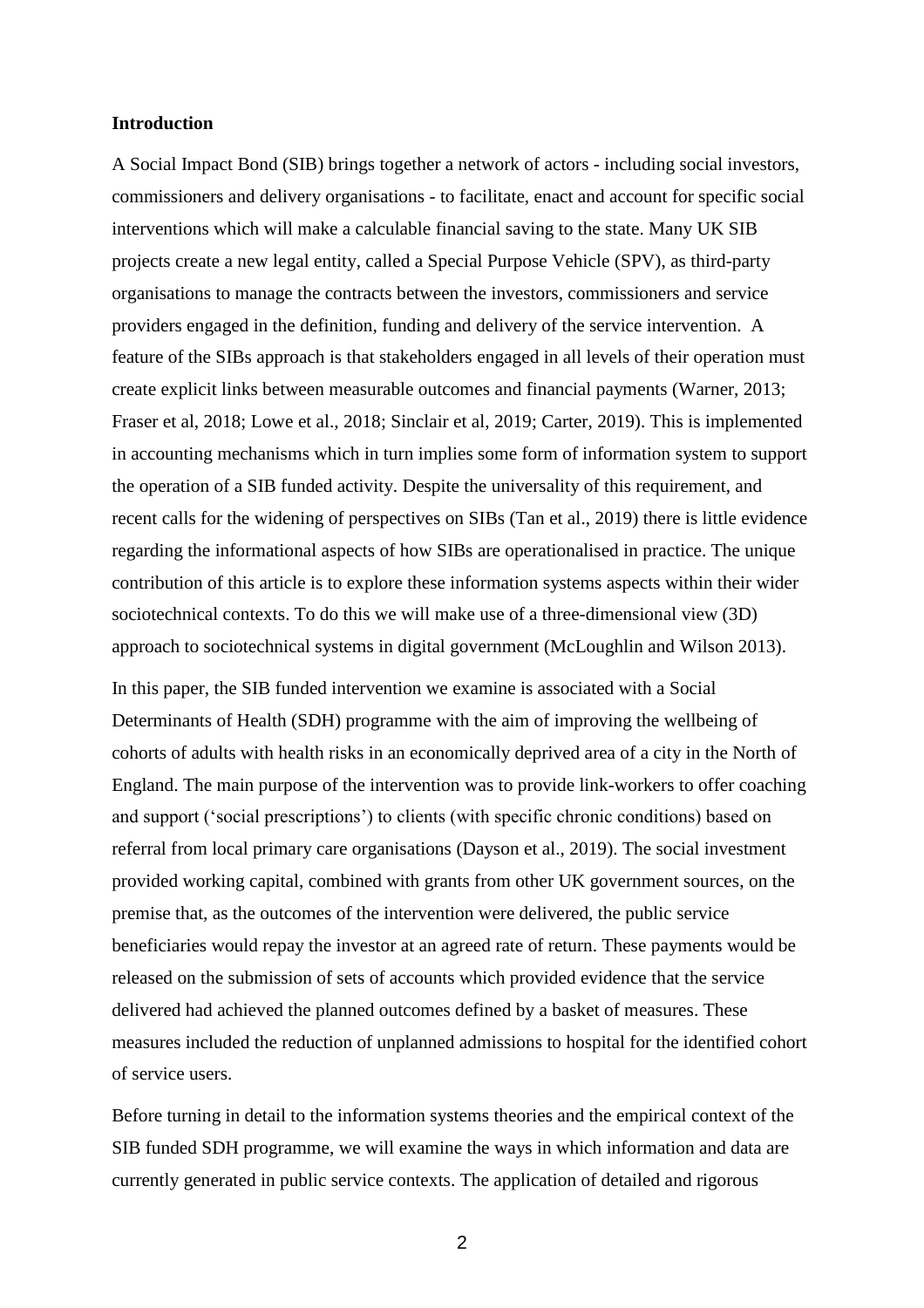**Introduction**

A Social Impact Bond (SIB) brings together a network of actors - including social investors, commissioners and delivery organisations - to facilitate, enact and account for specific social interventions which will make a calculable financial saving to the state. Many UK SIB projects create a new legal entity, called a Special Purpose Vehicle (SPV), as third-party organisations to manage the contracts between the investors, commissioners and service providers engaged in the definition, funding and delivery of the service intervention. A feature of the SIBs approach is that stakeholders engaged in all levels of their operation must create explicit links between measurable outcomes and financial payments (Warner, 2013; Fraser et al, 2018; Lowe et al., 2018; Sinclair et al, 2019; Carter, 2019). This is implemented in accounting mechanisms which in turn implies some form of information system to support the operation of a SIB funded activity. Despite the universality of this requirement, and recent calls for the widening of perspectives on SIBs (Tan et al., 2019) there is little evidence regarding the informational aspects of how SIBs are operationalised in practice. The unique contribution of this article is to explore these information systems aspects within their wider sociotechnical contexts. To do this we will make use of a three-dimensional view (3D) approach to sociotechnical systems in digital government (McLoughlin and Wilson 2013).

In this paper, the SIB funded intervention we examine is associated with a Social Determinants of Health (SDH) programme with the aim of improving the wellbeing of cohorts of adults with health risks in an economically deprived area of a city in the North of England. The main purpose of the intervention was to provide link-workers to offer coaching and support ('social prescriptions') to clients (with specific chronic conditions) based on referral from local primary care organisations (Dayson et al., 2019). The social investment provided working capital, combined with grants from other UK government sources, on the premise that, as the outcomes of the intervention were delivered, the public service beneficiaries would repay the investor at an agreed rate of return. These payments would be released on the submission of sets of accounts which provided evidence that the service delivered had achieved the planned outcomes defined by a basket of measures. These measures included the reduction of unplanned admissions to hospital for the identified cohort of service users.

Before turning in detail to the information systems theories and the empirical context of the SIB funded SDH programme, we will examine the ways in which information and data are currently generated in public service contexts. The application of detailed and rigorous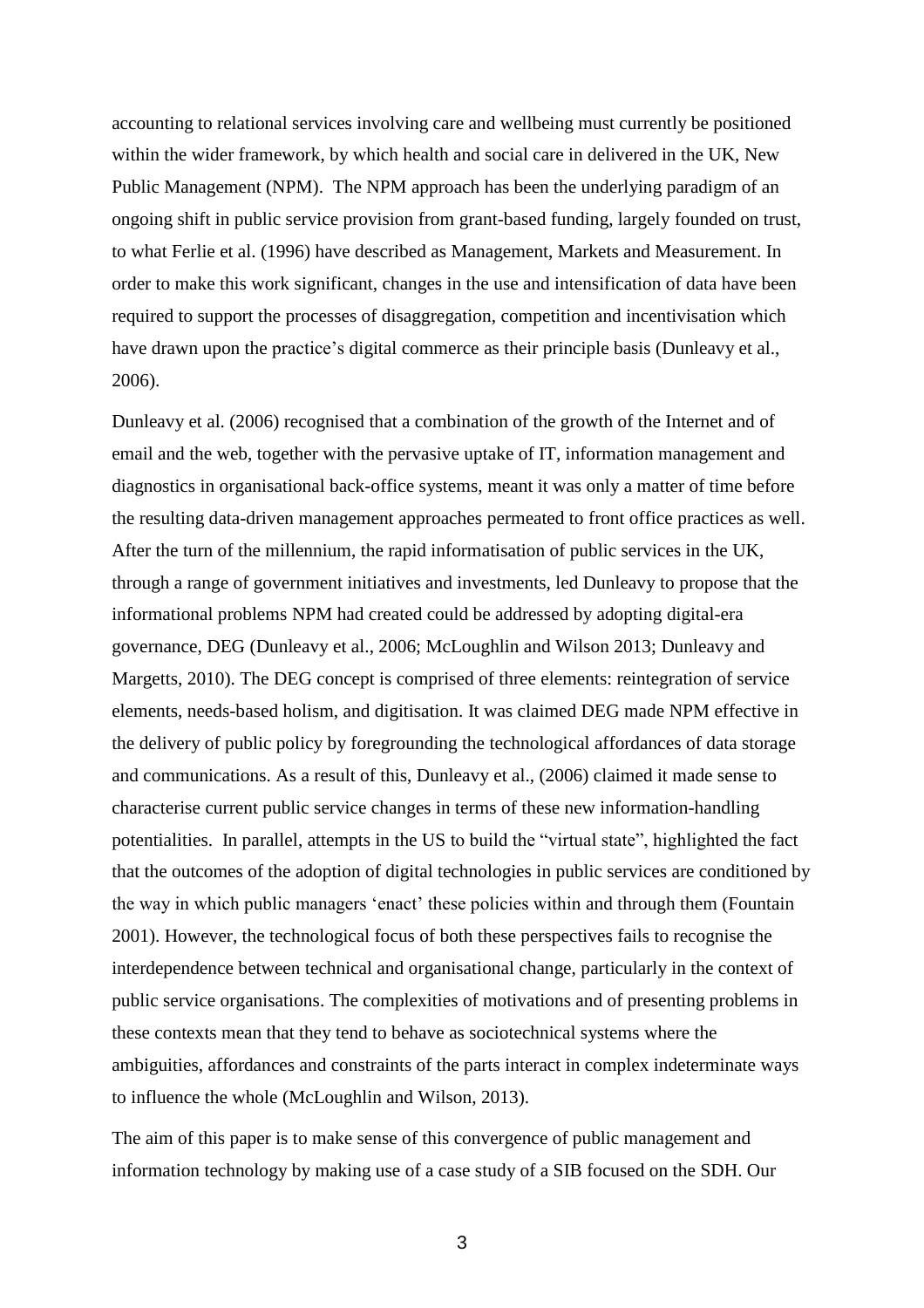accounting to relational services involving care and wellbeing must currently be positioned within the wider framework, by which health and social care in delivered in the UK, New Public Management (NPM). The NPM approach has been the underlying paradigm of an ongoing shift in public service provision from grant-based funding, largely founded on trust, to what Ferlie et al. (1996) have described as Management, Markets and Measurement. In order to make this work significant, changes in the use and intensification of data have been required to support the processes of disaggregation, competition and incentivisation which have drawn upon the practice's digital commerce as their principle basis (Dunleavy et al., 2006).

Dunleavy et al. (2006) recognised that a combination of the growth of the Internet and of email and the web, together with the pervasive uptake of IT, information management and diagnostics in organisational back-office systems, meant it was only a matter of time before the resulting data-driven management approaches permeated to front office practices as well. After the turn of the millennium, the rapid informatisation of public services in the UK, through a range of government initiatives and investments, led Dunleavy to propose that the informational problems NPM had created could be addressed by adopting digital-era governance, DEG (Dunleavy et al., 2006; McLoughlin and Wilson 2013; Dunleavy and Margetts, 2010). The DEG concept is comprised of three elements: reintegration of service elements, needs-based holism, and digitisation. It was claimed DEG made NPM effective in the delivery of public policy by foregrounding the technological affordances of data storage and communications. As a result of this, Dunleavy et al., (2006) claimed it made sense to characterise current public service changes in terms of these new information-handling potentialities. In parallel, attempts in the US to build the "virtual state", highlighted the fact that the outcomes of the adoption of digital technologies in public services are conditioned by the way in which public managers 'enact' these policies within and through them (Fountain 2001). However, the technological focus of both these perspectives fails to recognise the interdependence between technical and organisational change, particularly in the context of public service organisations. The complexities of motivations and of presenting problems in these contexts mean that they tend to behave as sociotechnical systems where the ambiguities, affordances and constraints of the parts interact in complex indeterminate ways to influence the whole (McLoughlin and Wilson, 2013).

The aim of this paper is to make sense of this convergence of public management and information technology by making use of a case study of a SIB focused on the SDH. Our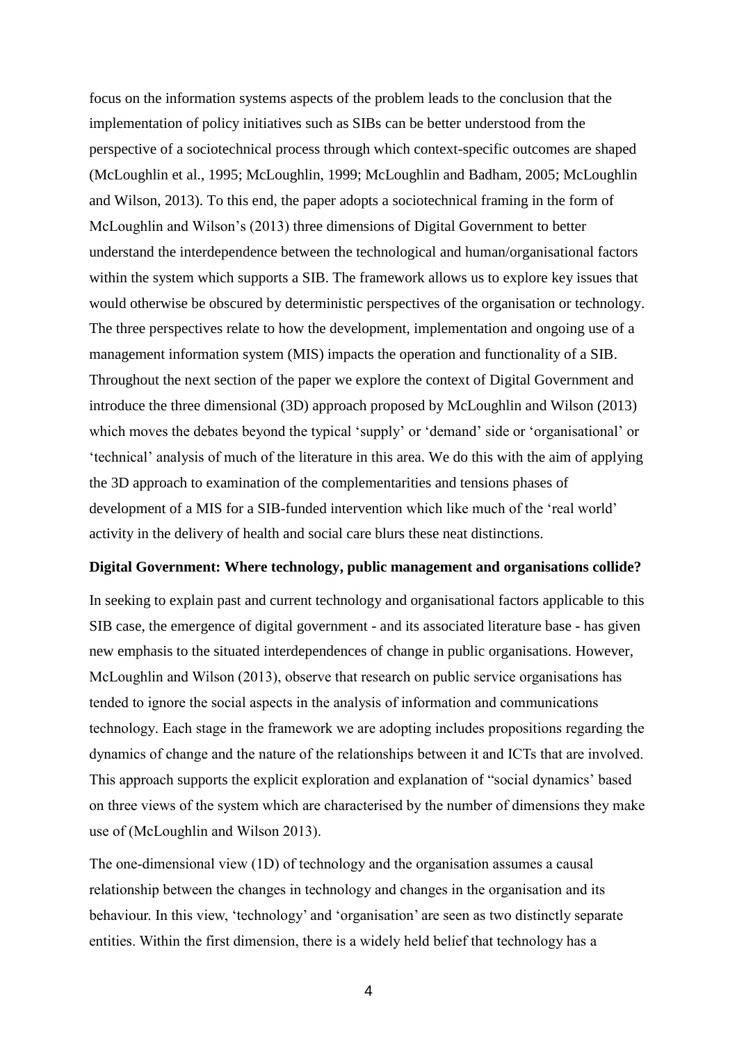focus on the information systems aspects of the problem leads to the conclusion that the implementation of policy initiatives such as SIBs can be better understood from the perspective of a sociotechnical process through which context-specific outcomes are shaped (McLoughlin et al., 1995; McLoughlin, 1999; McLoughlin and Badham, 2005; McLoughlin and Wilson, 2013). To this end, the paper adopts a sociotechnical framing in the form of McLoughlin and Wilson's (2013) three dimensions of Digital Government to better understand the interdependence between the technological and human/organisational factors within the system which supports a SIB. The framework allows us to explore key issues that would otherwise be obscured by deterministic perspectives of the organisation or technology. The three perspectives relate to how the development, implementation and ongoing use of a management information system (MIS) impacts the operation and functionality of a SIB. Throughout the next section of the paper we explore the context of Digital Government and introduce the three dimensional (3D) approach proposed by McLoughlin and Wilson (2013) which moves the debates beyond the typical 'supply' or 'demand' side or 'organisational' or 'technical' analysis of much of the literature in this area. We do this with the aim of applying the 3D approach to examination of the complementarities and tensions phases of development of a MIS for a SIB-funded intervention which like much of the 'real world' activity in the delivery of health and social care blurs these neat distinctions.

**Digital Government: Where technology, public management and organisations collide?**

In seeking to explain past and current technology and organisational factors applicable to this SIB case, the emergence of digital government - and its associated literature base - has given new emphasis to the situated interdependences of change in public organisations. However, McLoughlin and Wilson (2013), observe that research on public service organisations has tended to ignore the social aspects in the analysis of information and communications technology. Each stage in the framework we are adopting includes propositions regarding the dynamics of change and the nature of the relationships between it and ICTs that are involved. This approach supports the explicit exploration and explanation of "social dynamics' based on three views of the system which are characterised by the number of dimensions they make use of (McLoughlin and Wilson 2013).

The one-dimensional view (1D) of technology and the organisation assumes a causal relationship between the changes in technology and changes in the organisation and its behaviour. In this view, 'technology' and 'organisation' are seen as two distinctly separate entities. Within the first dimension, there is a widely held belief that technology has a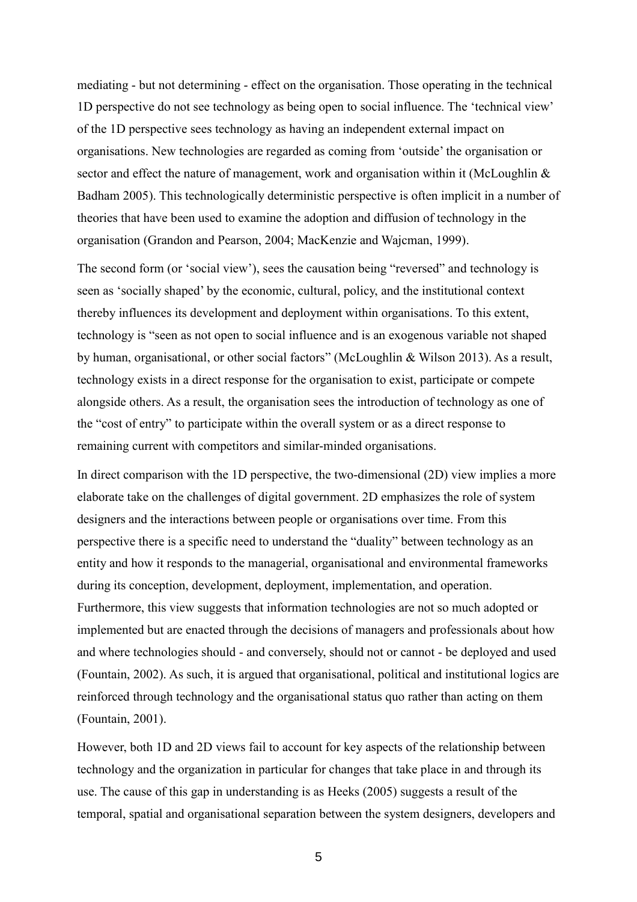mediating - but not determining - effect on the organisation. Those operating in the technical 1D perspective do not see technology as being open to social influence. The 'technical view' of the 1D perspective sees technology as having an independent external impact on organisations. New technologies are regarded as coming from 'outside' the organisation or sector and effect the nature of management, work and organisation within it (McLoughlin & Badham 2005). This technologically deterministic perspective is often implicit in a number of theories that have been used to examine the adoption and diffusion of technology in the organisation (Grandon and Pearson, 2004; MacKenzie and Wajcman, 1999).

The second form (or 'social view'), sees the causation being "reversed" and technology is seen as 'socially shaped' by the economic, cultural, policy, and the institutional context thereby influences its development and deployment within organisations. To this extent, technology is "seen as not open to social influence and is an exogenous variable not shaped by human, organisational, or other social factors" (McLoughlin & Wilson 2013). As a result, technology exists in a direct response for the organisation to exist, participate or compete alongside others. As a result, the organisation sees the introduction of technology as one of the "cost of entry" to participate within the overall system or as a direct response to remaining current with competitors and similar-minded organisations.

In direct comparison with the 1D perspective, the two-dimensional (2D) view implies a more elaborate take on the challenges of digital government. 2D emphasizes the role of system designers and the interactions between people or organisations over time. From this perspective there is a specific need to understand the "duality" between technology as an entity and how it responds to the managerial, organisational and environmental frameworks during its conception, development, deployment, implementation, and operation. Furthermore, this view suggests that information technologies are not so much adopted or implemented but are enacted through the decisions of managers and professionals about how and where technologies should - and conversely, should not or cannot - be deployed and used (Fountain, 2002). As such, it is argued that organisational, political and institutional logics are reinforced through technology and the organisational status quo rather than acting on them (Fountain, 2001).

However, both 1D and 2D views fail to account for key aspects of the relationship between technology and the organization in particular for changes that take place in and through its use. The cause of this gap in understanding is as Heeks (2005) suggests a result of the temporal, spatial and organisational separation between the system designers, developers and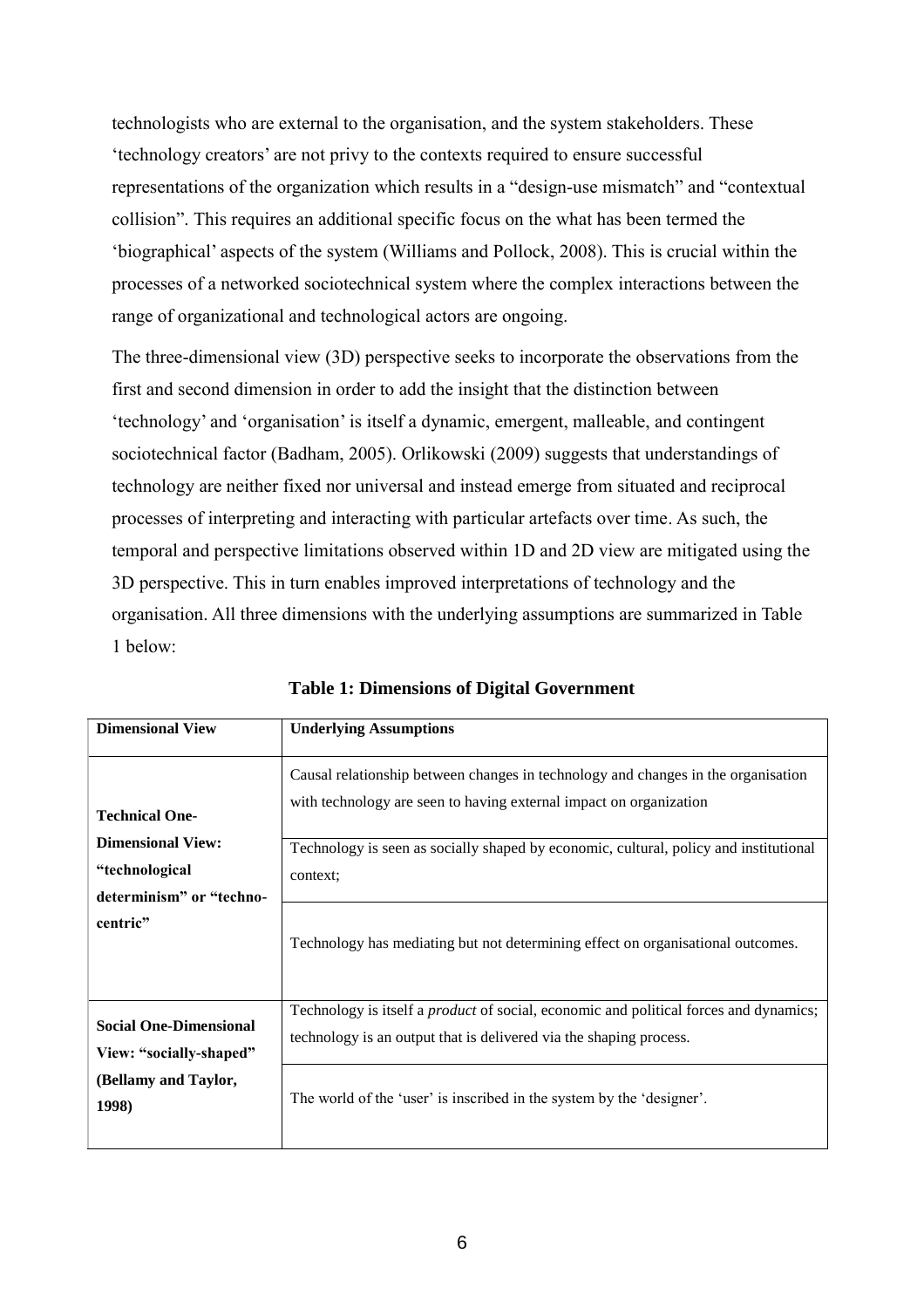technologists who are external to the organisation, and the system stakeholders. These 'technology creators' are not privy to the contexts required to ensure successful representations of the organization which results in a "design-use mismatch" and "contextual collision". This requires an additional specific focus on the what has been termed the 'biographical' aspects of the system (Williams and Pollock, 2008). This is crucial within the processes of a networked sociotechnical system where the complex interactions between the range of organizational and technological actors are ongoing.

The three-dimensional view (3D) perspective seeks to incorporate the observations from the first and second dimension in order to add the insight that the distinction between 'technology' and 'organisation' is itself a dynamic, emergent, malleable, and contingent sociotechnical factor (Badham, 2005). Orlikowski (2009) suggests that understandings of technology are neither fixed nor universal and instead emerge from situated and reciprocal processes of interpreting and interacting with particular artefacts over time. As such, the temporal and perspective limitations observed within 1D and 2D view are mitigated using the 3D perspective. This in turn enables improved interpretations of technology and the organisation. All three dimensions with the underlying assumptions are summarized in Table 1 below:

**Table 1: Dimensions of Digital Government**

| Dimensional View | Underlying Assumptions |
|---|---|
| **Technical One-Dimensional View: "technological determinism" or "techno-centric"** | Causal relationship between changes in technology and changes in the organisation with technology are seen to having external impact on organization |
| | Technology is seen as socially shaped by economic, cultural, policy and institutional context; |
| | Technology has mediating but not determining effect on organisational outcomes. |
| **Social One-Dimensional View: "socially-shaped" (Bellamy and Taylor, 1998)** | Technology is itself a *product* of social, economic and political forces and dynamics; technology is an output that is delivered via the shaping process. |
| | The world of the 'user' is inscribed in the system by the 'designer'. |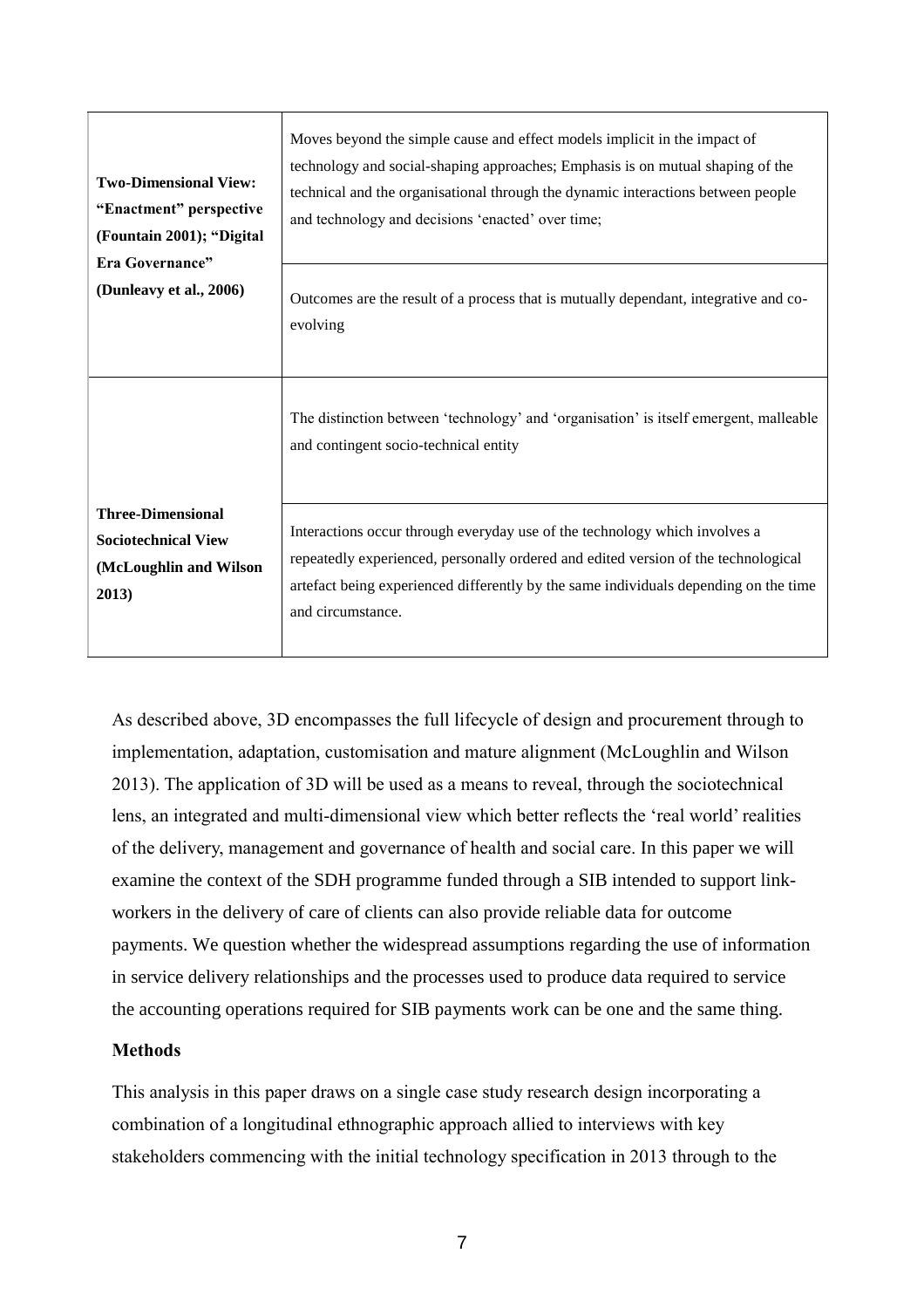| | |
|---|---|
| **Two-Dimensional View: "Enactment" perspective (Fountain 2001); "Digital Era Governance" (Dunleavy et al., 2006)** | Moves beyond the simple cause and effect models implicit in the impact of technology and social-shaping approaches; Emphasis is on mutual shaping of the technical and the organisational through the dynamic interactions between people and technology and decisions 'enacted' over time; |
| | Outcomes are the result of a process that is mutually dependant, integrative and co-evolving |
| **Three-Dimensional Sociotechnical View (McLoughlin and Wilson 2013)** | The distinction between 'technology' and 'organisation' is itself emergent, malleable and contingent socio-technical entity |
| | Interactions occur through everyday use of the technology which involves a repeatedly experienced, personally ordered and edited version of the technological artefact being experienced differently by the same individuals depending on the time and circumstance. |

As described above, 3D encompasses the full lifecycle of design and procurement through to implementation, adaptation, customisation and mature alignment (McLoughlin and Wilson 2013). The application of 3D will be used as a means to reveal, through the sociotechnical lens, an integrated and multi-dimensional view which better reflects the 'real world' realities of the delivery, management and governance of health and social care. In this paper we will examine the context of the SDH programme funded through a SIB intended to support link-workers in the delivery of care of clients can also provide reliable data for outcome payments. We question whether the widespread assumptions regarding the use of information in service delivery relationships and the processes used to produce data required to service the accounting operations required for SIB payments work can be one and the same thing.

### Methods

This analysis in this paper draws on a single case study research design incorporating a combination of a longitudinal ethnographic approach allied to interviews with key stakeholders commencing with the initial technology specification in 2013 through to the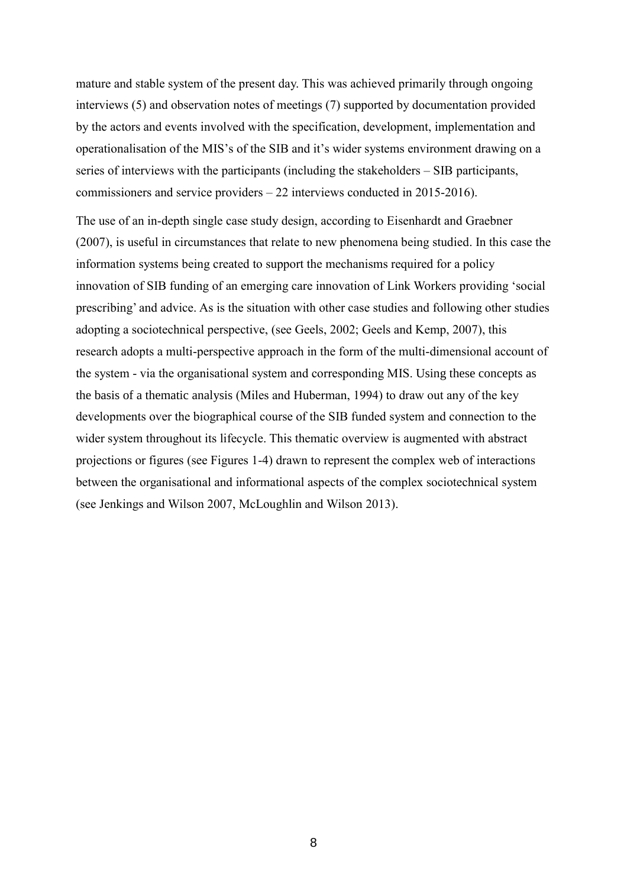mature and stable system of the present day. This was achieved primarily through ongoing interviews (5) and observation notes of meetings (7) supported by documentation provided by the actors and events involved with the specification, development, implementation and operationalisation of the MIS's of the SIB and it's wider systems environment drawing on a series of interviews with the participants (including the stakeholders – SIB participants, commissioners and service providers – 22 interviews conducted in 2015-2016).

The use of an in-depth single case study design, according to Eisenhardt and Graebner (2007), is useful in circumstances that relate to new phenomena being studied. In this case the information systems being created to support the mechanisms required for a policy innovation of SIB funding of an emerging care innovation of Link Workers providing 'social prescribing' and advice. As is the situation with other case studies and following other studies adopting a sociotechnical perspective, (see Geels, 2002; Geels and Kemp, 2007), this research adopts a multi-perspective approach in the form of the multi-dimensional account of the system - via the organisational system and corresponding MIS. Using these concepts as the basis of a thematic analysis (Miles and Huberman, 1994) to draw out any of the key developments over the biographical course of the SIB funded system and connection to the wider system throughout its lifecycle. This thematic overview is augmented with abstract projections or figures (see Figures 1-4) drawn to represent the complex web of interactions between the organisational and informational aspects of the complex sociotechnical system (see Jenkings and Wilson 2007, McLoughlin and Wilson 2013).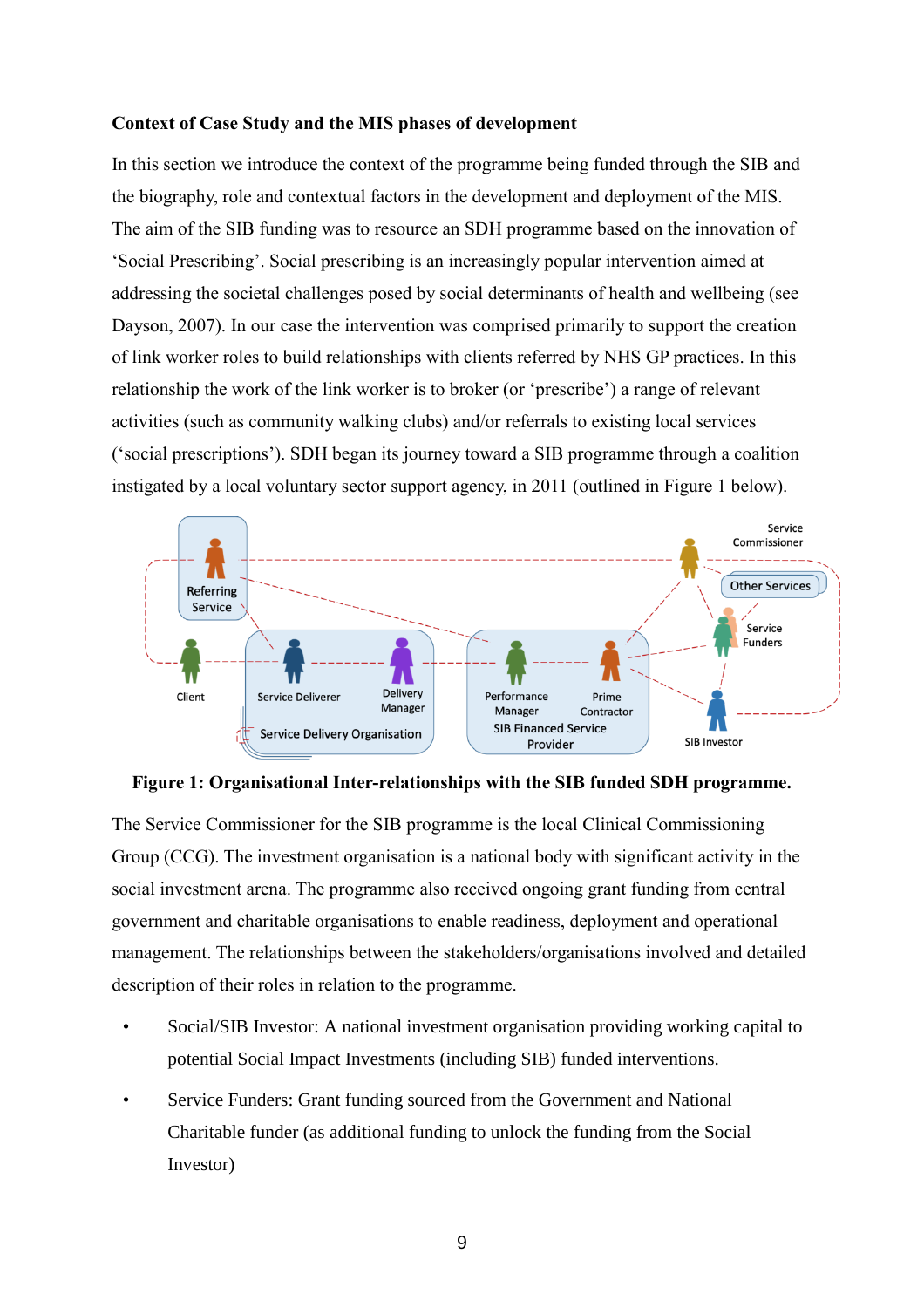**Context of Case Study and the MIS phases of development**

In this section we introduce the context of the programme being funded through the SIB and the biography, role and contextual factors in the development and deployment of the MIS. The aim of the SIB funding was to resource an SDH programme based on the innovation of 'Social Prescribing'. Social prescribing is an increasingly popular intervention aimed at addressing the societal challenges posed by social determinants of health and wellbeing (see Dayson, 2007). In our case the intervention was comprised primarily to support the creation of link worker roles to build relationships with clients referred by NHS GP practices. In this relationship the work of the link worker is to broker (or 'prescribe') a range of relevant activities (such as community walking clubs) and/or referrals to existing local services ('social prescriptions'). SDH began its journey toward a SIB programme through a coalition instigated by a local voluntary sector support agency, in 2011 (outlined in Figure 1 below).

**Figure 1: Organisational Inter-relationships with the SIB funded SDH programme.**

The Service Commissioner for the SIB programme is the local Clinical Commissioning Group (CCG). The investment organisation is a national body with significant activity in the social investment arena. The programme also received ongoing grant funding from central government and charitable organisations to enable readiness, deployment and operational management. The relationships between the stakeholders/organisations involved and detailed description of their roles in relation to the programme.

- Social/SIB Investor: A national investment organisation providing working capital to potential Social Impact Investments (including SIB) funded interventions.
- Service Funders: Grant funding sourced from the Government and National Charitable funder (as additional funding to unlock the funding from the Social Investor)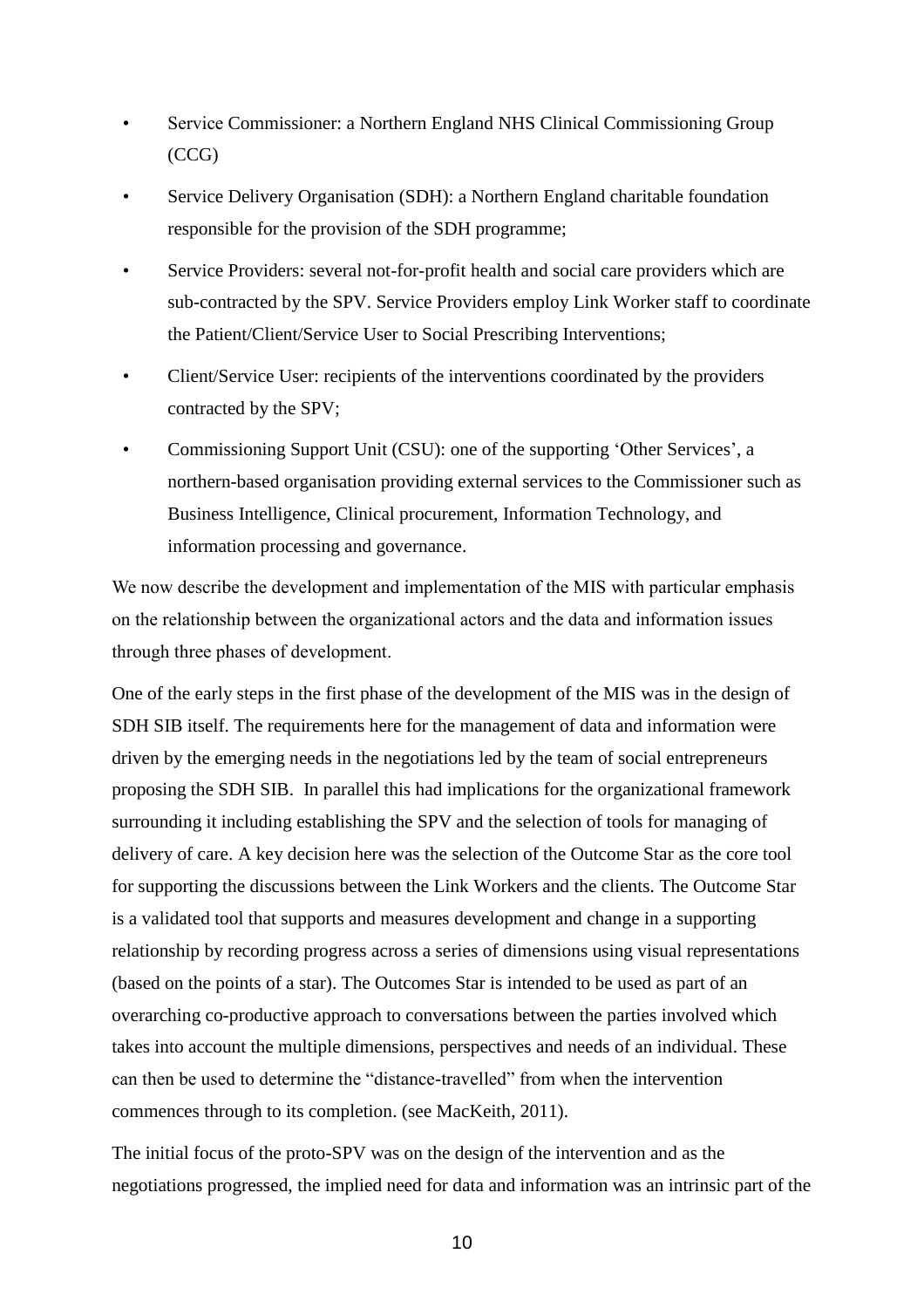- Service Commissioner: a Northern England NHS Clinical Commissioning Group (CCG)
- Service Delivery Organisation (SDH): a Northern England charitable foundation responsible for the provision of the SDH programme;
- Service Providers: several not-for-profit health and social care providers which are sub-contracted by the SPV. Service Providers employ Link Worker staff to coordinate the Patient/Client/Service User to Social Prescribing Interventions;
- Client/Service User: recipients of the interventions coordinated by the providers contracted by the SPV;
- Commissioning Support Unit (CSU): one of the supporting 'Other Services', a northern-based organisation providing external services to the Commissioner such as Business Intelligence, Clinical procurement, Information Technology, and information processing and governance.

We now describe the development and implementation of the MIS with particular emphasis on the relationship between the organizational actors and the data and information issues through three phases of development.

One of the early steps in the first phase of the development of the MIS was in the design of SDH SIB itself. The requirements here for the management of data and information were driven by the emerging needs in the negotiations led by the team of social entrepreneurs proposing the SDH SIB. In parallel this had implications for the organizational framework surrounding it including establishing the SPV and the selection of tools for managing of delivery of care. A key decision here was the selection of the Outcome Star as the core tool for supporting the discussions between the Link Workers and the clients. The Outcome Star is a validated tool that supports and measures development and change in a supporting relationship by recording progress across a series of dimensions using visual representations (based on the points of a star). The Outcomes Star is intended to be used as part of an overarching co-productive approach to conversations between the parties involved which takes into account the multiple dimensions, perspectives and needs of an individual. These can then be used to determine the "distance-travelled" from when the intervention commences through to its completion. (see MacKeith, 2011).

The initial focus of the proto-SPV was on the design of the intervention and as the negotiations progressed, the implied need for data and information was an intrinsic part of the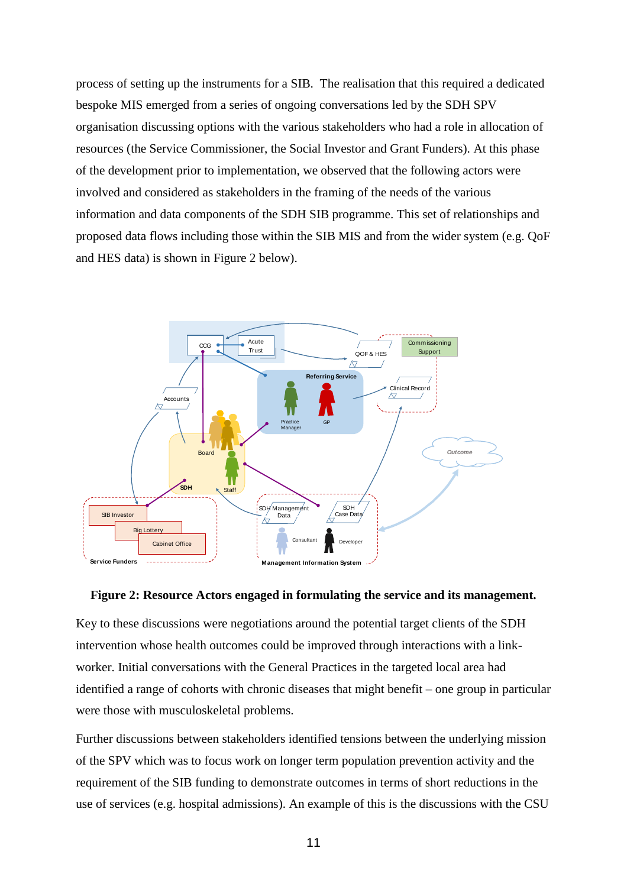process of setting up the instruments for a SIB. The realisation that this required a dedicated bespoke MIS emerged from a series of ongoing conversations led by the SDH SPV organisation discussing options with the various stakeholders who had a role in allocation of resources (the Service Commissioner, the Social Investor and Grant Funders). At this phase of the development prior to implementation, we observed that the following actors were involved and considered as stakeholders in the framing of the needs of the various information and data components of the SDH SIB programme. This set of relationships and proposed data flows including those within the SIB MIS and from the wider system (e.g. QoF and HES data) is shown in Figure 2 below).

**Figure 2: Resource Actors engaged in formulating the service and its management.**

Key to these discussions were negotiations around the potential target clients of the SDH intervention whose health outcomes could be improved through interactions with a link-worker. Initial conversations with the General Practices in the targeted local area had identified a range of cohorts with chronic diseases that might benefit – one group in particular were those with musculoskeletal problems.

Further discussions between stakeholders identified tensions between the underlying mission of the SPV which was to focus work on longer term population prevention activity and the requirement of the SIB funding to demonstrate outcomes in terms of short reductions in the use of services (e.g. hospital admissions). An example of this is the discussions with the CSU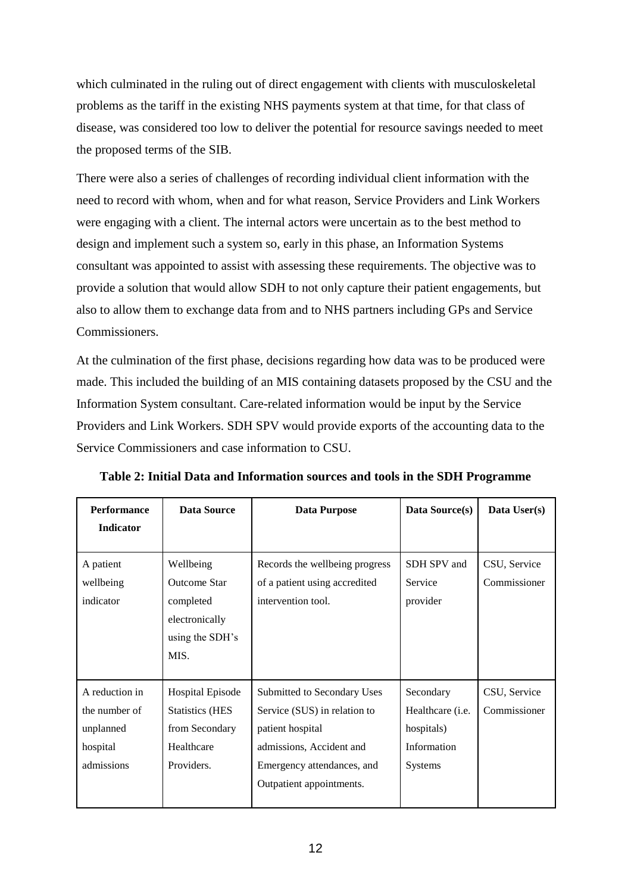which culminated in the ruling out of direct engagement with clients with musculoskeletal problems as the tariff in the existing NHS payments system at that time, for that class of disease, was considered too low to deliver the potential for resource savings needed to meet the proposed terms of the SIB.

There were also a series of challenges of recording individual client information with the need to record with whom, when and for what reason, Service Providers and Link Workers were engaging with a client. The internal actors were uncertain as to the best method to design and implement such a system so, early in this phase, an Information Systems consultant was appointed to assist with assessing these requirements. The objective was to provide a solution that would allow SDH to not only capture their patient engagements, but also to allow them to exchange data from and to NHS partners including GPs and Service Commissioners.

At the culmination of the first phase, decisions regarding how data was to be produced were made. This included the building of an MIS containing datasets proposed by the CSU and the Information System consultant. Care-related information would be input by the Service Providers and Link Workers. SDH SPV would provide exports of the accounting data to the Service Commissioners and case information to CSU.

**Table 2: Initial Data and Information sources and tools in the SDH Programme**

| Performance Indicator | Data Source | Data Purpose | Data Source(s) | Data User(s) |
|---|---|---|---|---|
| A patient wellbeing indicator | Wellbeing Outcome Star completed electronically using the SDH's MIS. | Records the wellbeing progress of a patient using accredited intervention tool. | SDH SPV and Service provider | CSU, Service Commissioner |
| A reduction in the number of unplanned hospital admissions | Hospital Episode Statistics (HES from Secondary Healthcare Providers. | Submitted to Secondary Uses Service (SUS) in relation to patient hospital admissions, Accident and Emergency attendances, and Outpatient appointments. | Secondary Healthcare (i.e. hospitals) Information Systems | CSU, Service Commissioner |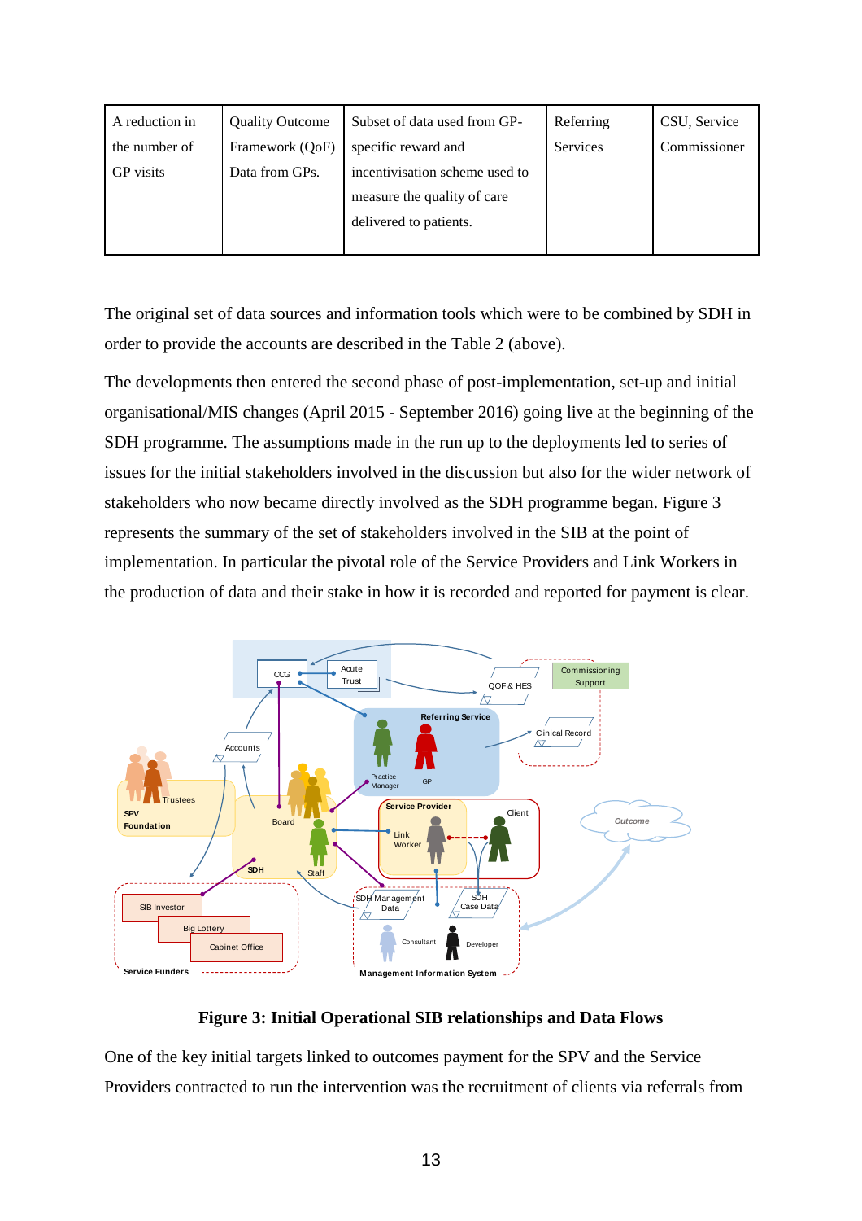| A reduction in the number of GP visits | Quality Outcome Framework (QoF) Data from GPs. | Subset of data used from GP-specific reward and incentivisation scheme used to measure the quality of care delivered to patients. | Referring Services | CSU, Service Commissioner |
|---|---|---|---|---|

The original set of data sources and information tools which were to be combined by SDH in order to provide the accounts are described in the Table 2 (above).

The developments then entered the second phase of post-implementation, set-up and initial organisational/MIS changes (April 2015 - September 2016) going live at the beginning of the SDH programme. The assumptions made in the run up to the deployments led to series of issues for the initial stakeholders involved in the discussion but also for the wider network of stakeholders who now became directly involved as the SDH programme began. Figure 3 represents the summary of the set of stakeholders involved in the SIB at the point of implementation. In particular the pivotal role of the Service Providers and Link Workers in the production of data and their stake in how it is recorded and reported for payment is clear.

**Figure 3: Initial Operational SIB relationships and Data Flows**

One of the key initial targets linked to outcomes payment for the SPV and the Service Providers contracted to run the intervention was the recruitment of clients via referrals from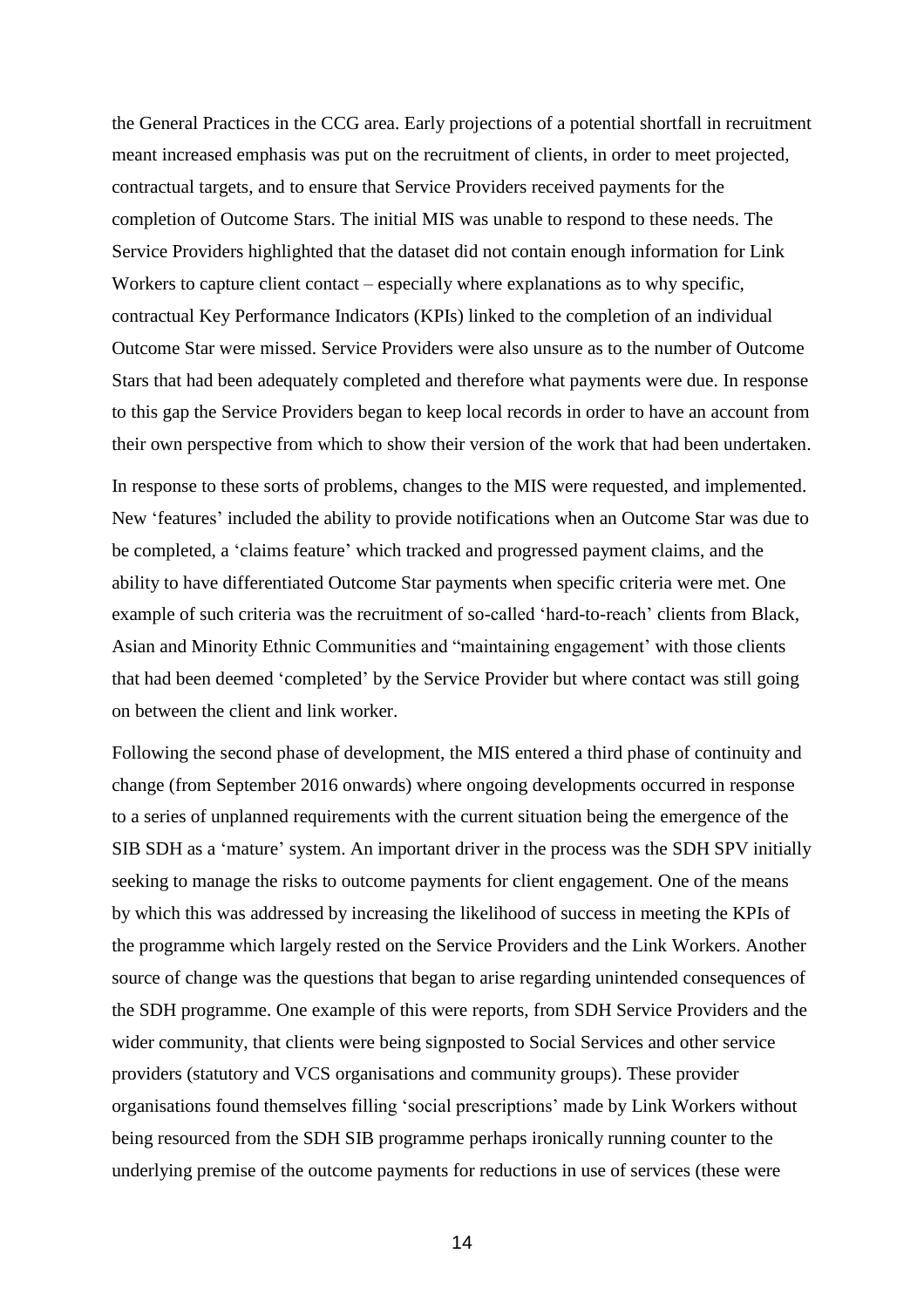the General Practices in the CCG area. Early projections of a potential shortfall in recruitment meant increased emphasis was put on the recruitment of clients, in order to meet projected, contractual targets, and to ensure that Service Providers received payments for the completion of Outcome Stars. The initial MIS was unable to respond to these needs. The Service Providers highlighted that the dataset did not contain enough information for Link Workers to capture client contact – especially where explanations as to why specific, contractual Key Performance Indicators (KPIs) linked to the completion of an individual Outcome Star were missed. Service Providers were also unsure as to the number of Outcome Stars that had been adequately completed and therefore what payments were due. In response to this gap the Service Providers began to keep local records in order to have an account from their own perspective from which to show their version of the work that had been undertaken.

In response to these sorts of problems, changes to the MIS were requested, and implemented. New 'features' included the ability to provide notifications when an Outcome Star was due to be completed, a 'claims feature' which tracked and progressed payment claims, and the ability to have differentiated Outcome Star payments when specific criteria were met. One example of such criteria was the recruitment of so-called 'hard-to-reach' clients from Black, Asian and Minority Ethnic Communities and "maintaining engagement' with those clients that had been deemed 'completed' by the Service Provider but where contact was still going on between the client and link worker.

Following the second phase of development, the MIS entered a third phase of continuity and change (from September 2016 onwards) where ongoing developments occurred in response to a series of unplanned requirements with the current situation being the emergence of the SIB SDH as a 'mature' system. An important driver in the process was the SDH SPV initially seeking to manage the risks to outcome payments for client engagement. One of the means by which this was addressed by increasing the likelihood of success in meeting the KPIs of the programme which largely rested on the Service Providers and the Link Workers. Another source of change was the questions that began to arise regarding unintended consequences of the SDH programme. One example of this were reports, from SDH Service Providers and the wider community, that clients were being signposted to Social Services and other service providers (statutory and VCS organisations and community groups). These provider organisations found themselves filling 'social prescriptions' made by Link Workers without being resourced from the SDH SIB programme perhaps ironically running counter to the underlying premise of the outcome payments for reductions in use of services (these were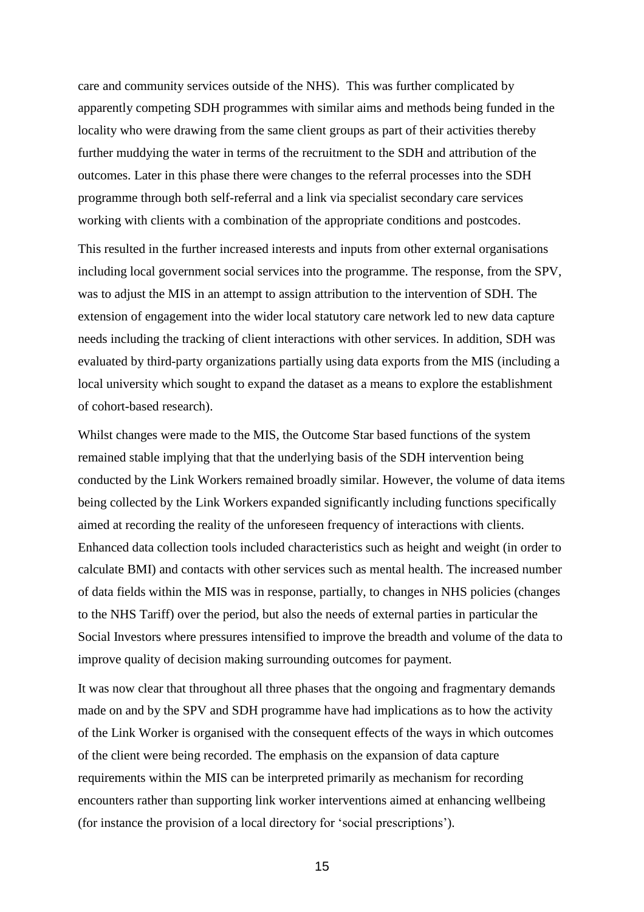care and community services outside of the NHS). This was further complicated by apparently competing SDH programmes with similar aims and methods being funded in the locality who were drawing from the same client groups as part of their activities thereby further muddying the water in terms of the recruitment to the SDH and attribution of the outcomes. Later in this phase there were changes to the referral processes into the SDH programme through both self-referral and a link via specialist secondary care services working with clients with a combination of the appropriate conditions and postcodes.

This resulted in the further increased interests and inputs from other external organisations including local government social services into the programme. The response, from the SPV, was to adjust the MIS in an attempt to assign attribution to the intervention of SDH. The extension of engagement into the wider local statutory care network led to new data capture needs including the tracking of client interactions with other services. In addition, SDH was evaluated by third-party organizations partially using data exports from the MIS (including a local university which sought to expand the dataset as a means to explore the establishment of cohort-based research).

Whilst changes were made to the MIS, the Outcome Star based functions of the system remained stable implying that that the underlying basis of the SDH intervention being conducted by the Link Workers remained broadly similar. However, the volume of data items being collected by the Link Workers expanded significantly including functions specifically aimed at recording the reality of the unforeseen frequency of interactions with clients. Enhanced data collection tools included characteristics such as height and weight (in order to calculate BMI) and contacts with other services such as mental health. The increased number of data fields within the MIS was in response, partially, to changes in NHS policies (changes to the NHS Tariff) over the period, but also the needs of external parties in particular the Social Investors where pressures intensified to improve the breadth and volume of the data to improve quality of decision making surrounding outcomes for payment.

It was now clear that throughout all three phases that the ongoing and fragmentary demands made on and by the SPV and SDH programme have had implications as to how the activity of the Link Worker is organised with the consequent effects of the ways in which outcomes of the client were being recorded. The emphasis on the expansion of data capture requirements within the MIS can be interpreted primarily as mechanism for recording encounters rather than supporting link worker interventions aimed at enhancing wellbeing (for instance the provision of a local directory for 'social prescriptions').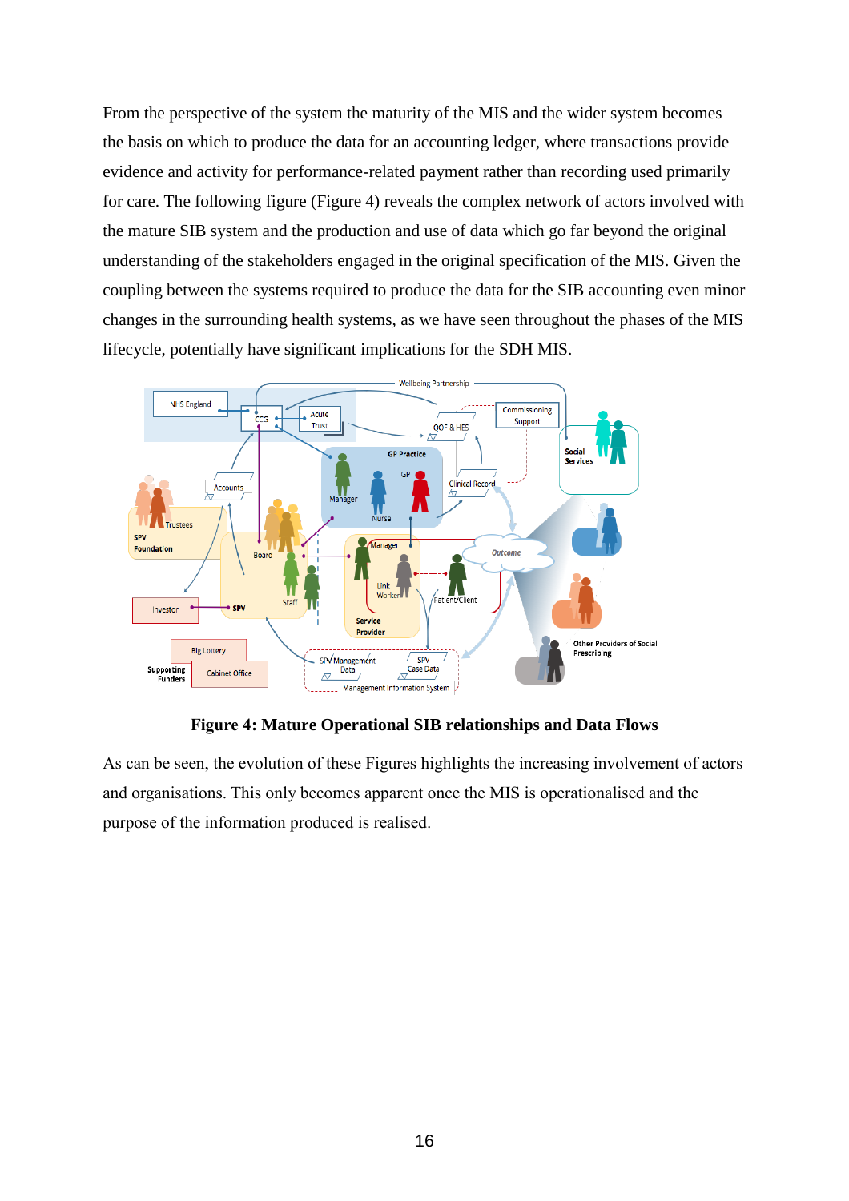From the perspective of the system the maturity of the MIS and the wider system becomes the basis on which to produce the data for an accounting ledger, where transactions provide evidence and activity for performance-related payment rather than recording used primarily for care. The following figure (Figure 4) reveals the complex network of actors involved with the mature SIB system and the production and use of data which go far beyond the original understanding of the stakeholders engaged in the original specification of the MIS. Given the coupling between the systems required to produce the data for the SIB accounting even minor changes in the surrounding health systems, as we have seen throughout the phases of the MIS lifecycle, potentially have significant implications for the SDH MIS.

**Figure 4: Mature Operational SIB relationships and Data Flows**

As can be seen, the evolution of these Figures highlights the increasing involvement of actors and organisations. This only becomes apparent once the MIS is operationalised and the purpose of the information produced is realised.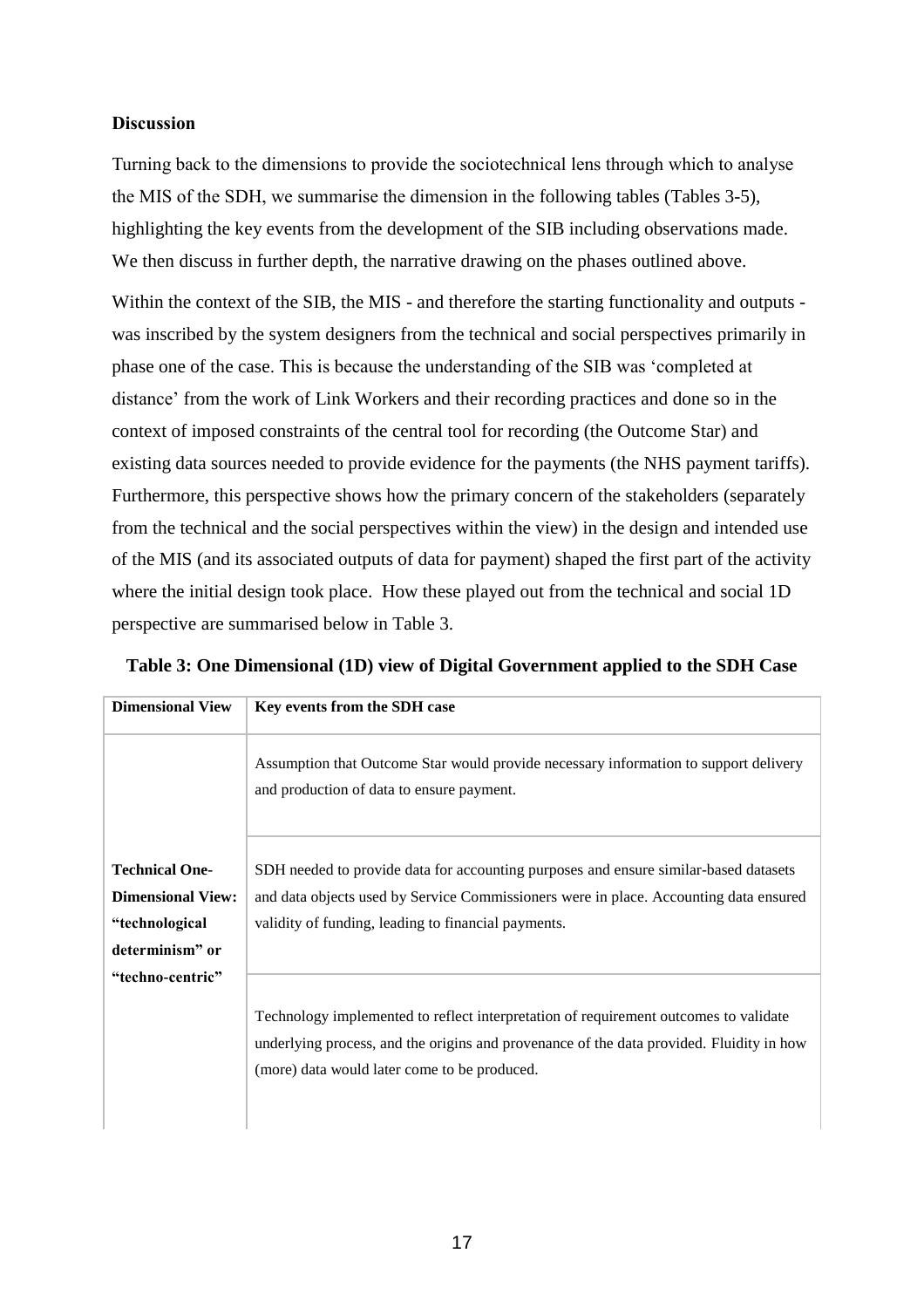**Discussion**

Turning back to the dimensions to provide the sociotechnical lens through which to analyse the MIS of the SDH, we summarise the dimension in the following tables (Tables 3-5), highlighting the key events from the development of the SIB including observations made. We then discuss in further depth, the narrative drawing on the phases outlined above.

Within the context of the SIB, the MIS - and therefore the starting functionality and outputs - was inscribed by the system designers from the technical and social perspectives primarily in phase one of the case. This is because the understanding of the SIB was 'completed at distance' from the work of Link Workers and their recording practices and done so in the context of imposed constraints of the central tool for recording (the Outcome Star) and existing data sources needed to provide evidence for the payments (the NHS payment tariffs). Furthermore, this perspective shows how the primary concern of the stakeholders (separately from the technical and the social perspectives within the view) in the design and intended use of the MIS (and its associated outputs of data for payment) shaped the first part of the activity where the initial design took place. How these played out from the technical and social 1D perspective are summarised below in Table 3.

**Table 3: One Dimensional (1D) view of Digital Government applied to the SDH Case**

| Dimensional View | Key events from the SDH case |
|---|---|
| **Technical One-Dimensional View: "technological determinism" or "techno-centric"** | Assumption that Outcome Star would provide necessary information to support delivery and production of data to ensure payment. |
| | SDH needed to provide data for accounting purposes and ensure similar-based datasets and data objects used by Service Commissioners were in place. Accounting data ensured validity of funding, leading to financial payments. |
| | Technology implemented to reflect interpretation of requirement outcomes to validate underlying process, and the origins and provenance of the data provided. Fluidity in how (more) data would later come to be produced. |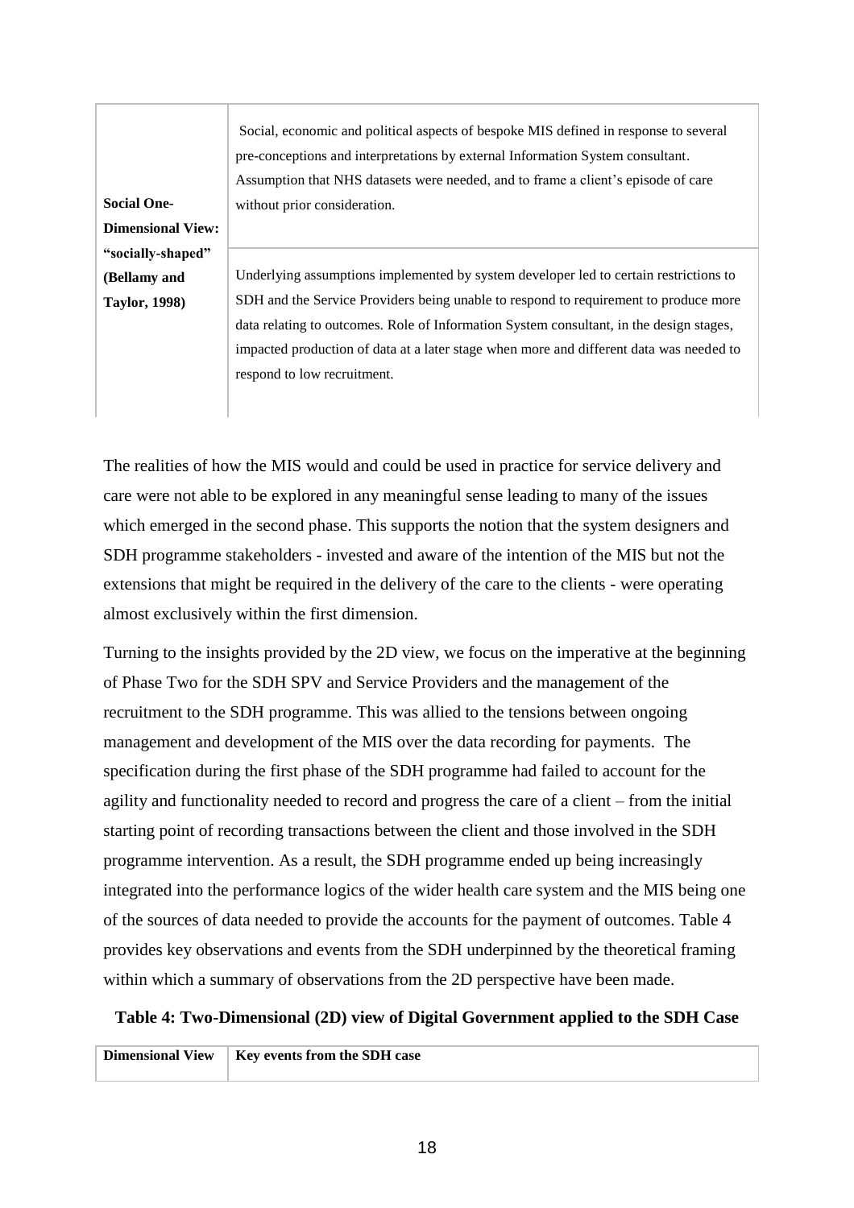| | |
|---|---|
| **Social One-Dimensional View: "socially-shaped" (Bellamy and Taylor, 1998)** | Social, economic and political aspects of bespoke MIS defined in response to several pre-conceptions and interpretations by external Information System consultant. Assumption that NHS datasets were needed, and to frame a client's episode of care without prior consideration. |
| | Underlying assumptions implemented by system developer led to certain restrictions to SDH and the Service Providers being unable to respond to requirement to produce more data relating to outcomes. Role of Information System consultant, in the design stages, impacted production of data at a later stage when more and different data was needed to respond to low recruitment. |

The realities of how the MIS would and could be used in practice for service delivery and care were not able to be explored in any meaningful sense leading to many of the issues which emerged in the second phase. This supports the notion that the system designers and SDH programme stakeholders - invested and aware of the intention of the MIS but not the extensions that might be required in the delivery of the care to the clients - were operating almost exclusively within the first dimension.

Turning to the insights provided by the 2D view, we focus on the imperative at the beginning of Phase Two for the SDH SPV and Service Providers and the management of the recruitment to the SDH programme. This was allied to the tensions between ongoing management and development of the MIS over the data recording for payments. The specification during the first phase of the SDH programme had failed to account for the agility and functionality needed to record and progress the care of a client – from the initial starting point of recording transactions between the client and those involved in the SDH programme intervention. As a result, the SDH programme ended up being increasingly integrated into the performance logics of the wider health care system and the MIS being one of the sources of data needed to provide the accounts for the payment of outcomes. Table 4 provides key observations and events from the SDH underpinned by the theoretical framing within which a summary of observations from the 2D perspective have been made.

**Table 4: Two-Dimensional (2D) view of Digital Government applied to the SDH Case**

| **Dimensional View** | **Key events from the SDH case** |
|---|---|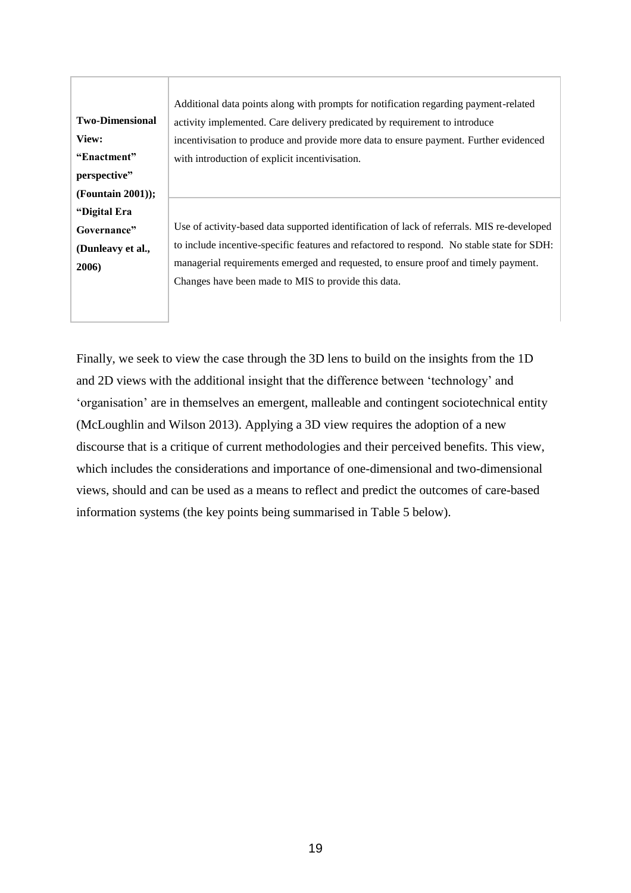| | |
|---|---|
| **Two-Dimensional View: "Enactment" perspective" (Fountain 2001)); "Digital Era Governance" (Dunleavy et al., 2006)** | Additional data points along with prompts for notification regarding payment-related activity implemented. Care delivery predicated by requirement to introduce incentivisation to produce and provide more data to ensure payment. Further evidenced with introduction of explicit incentivisation. |
| | Use of activity-based data supported identification of lack of referrals. MIS re-developed to include incentive-specific features and refactored to respond. No stable state for SDH: managerial requirements emerged and requested, to ensure proof and timely payment. Changes have been made to MIS to provide this data. |

Finally, we seek to view the case through the 3D lens to build on the insights from the 1D and 2D views with the additional insight that the difference between 'technology' and 'organisation' are in themselves an emergent, malleable and contingent sociotechnical entity (McLoughlin and Wilson 2013). Applying a 3D view requires the adoption of a new discourse that is a critique of current methodologies and their perceived benefits. This view, which includes the considerations and importance of one-dimensional and two-dimensional views, should and can be used as a means to reflect and predict the outcomes of care-based information systems (the key points being summarised in Table 5 below).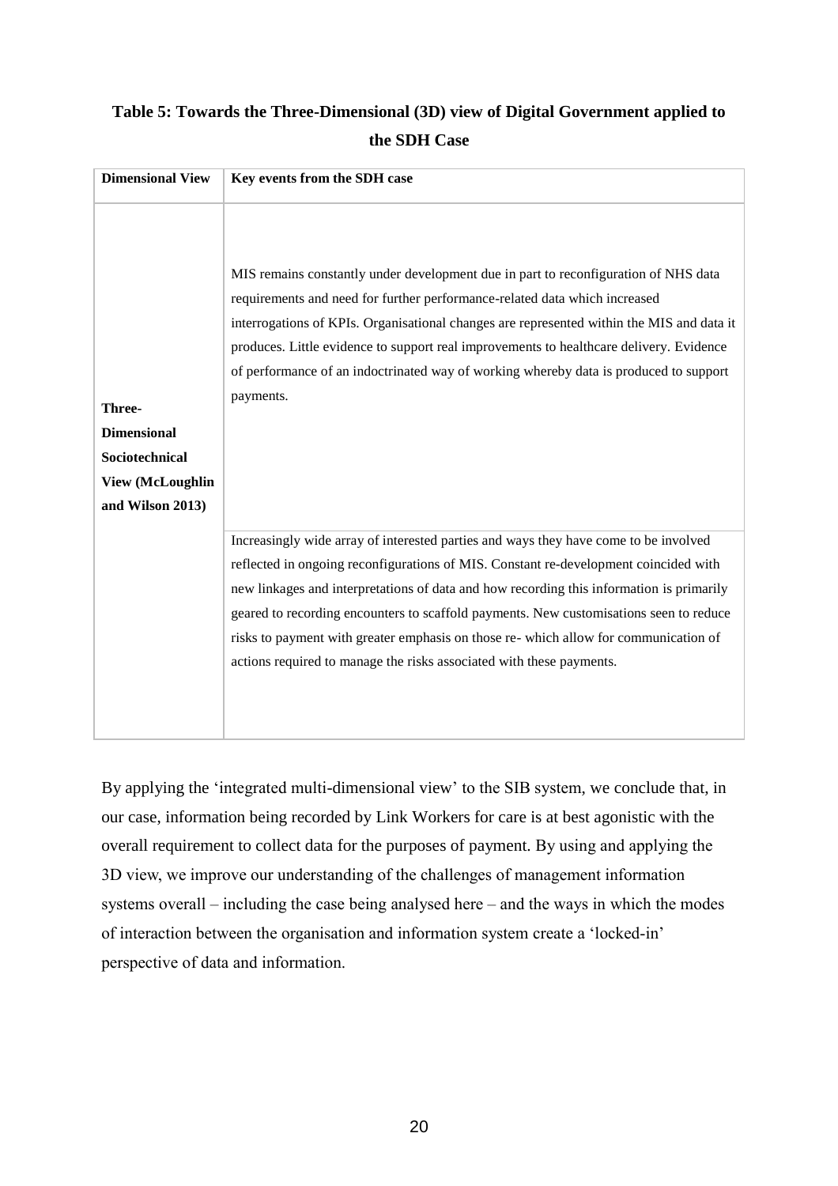**Table 5: Towards the Three-Dimensional (3D) view of Digital Government applied to the SDH Case**

| Dimensional View | Key events from the SDH case |
| --- | --- |
| **Three-Dimensional Sociotechnical View (McLoughlin and Wilson 2013)** | MIS remains constantly under development due in part to reconfiguration of NHS data requirements and need for further performance-related data which increased interrogations of KPIs. Organisational changes are represented within the MIS and data it produces. Little evidence to support real improvements to healthcare delivery. Evidence of performance of an indoctrinated way of working whereby data is produced to support payments. |
| | Increasingly wide array of interested parties and ways they have come to be involved reflected in ongoing reconfigurations of MIS. Constant re-development coincided with new linkages and interpretations of data and how recording this information is primarily geared to recording encounters to scaffold payments. New customisations seen to reduce risks to payment with greater emphasis on those re- which allow for communication of actions required to manage the risks associated with these payments. |

By applying the 'integrated multi-dimensional view' to the SIB system, we conclude that, in our case, information being recorded by Link Workers for care is at best agonistic with the overall requirement to collect data for the purposes of payment. By using and applying the 3D view, we improve our understanding of the challenges of management information systems overall – including the case being analysed here – and the ways in which the modes of interaction between the organisation and information system create a 'locked-in' perspective of data and information.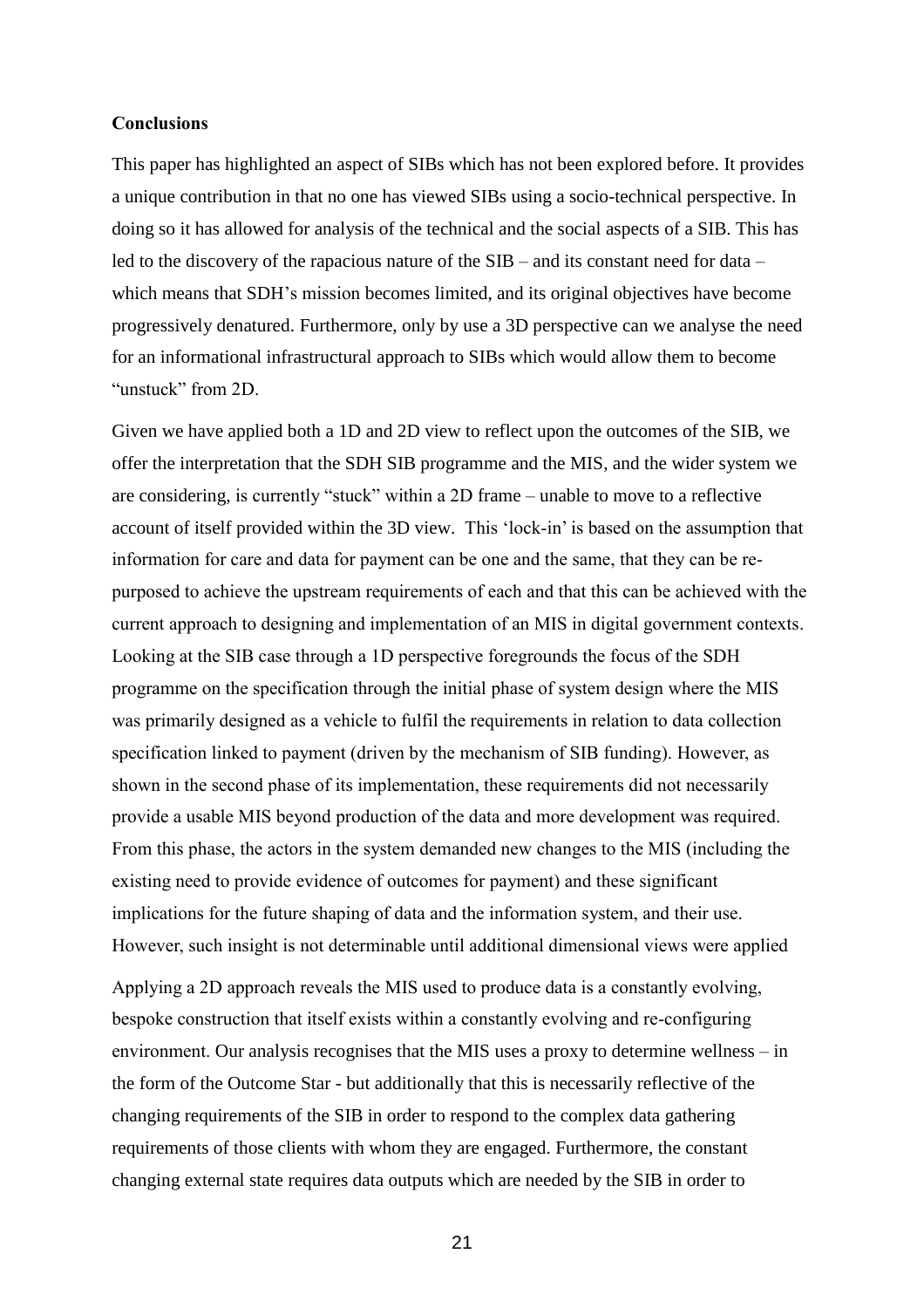**Conclusions**

This paper has highlighted an aspect of SIBs which has not been explored before. It provides a unique contribution in that no one has viewed SIBs using a socio-technical perspective. In doing so it has allowed for analysis of the technical and the social aspects of a SIB. This has led to the discovery of the rapacious nature of the SIB – and its constant need for data – which means that SDH's mission becomes limited, and its original objectives have become progressively denatured. Furthermore, only by use a 3D perspective can we analyse the need for an informational infrastructural approach to SIBs which would allow them to become "unstuck" from 2D.

Given we have applied both a 1D and 2D view to reflect upon the outcomes of the SIB, we offer the interpretation that the SDH SIB programme and the MIS, and the wider system we are considering, is currently "stuck" within a 2D frame – unable to move to a reflective account of itself provided within the 3D view. This 'lock-in' is based on the assumption that information for care and data for payment can be one and the same, that they can be re-purposed to achieve the upstream requirements of each and that this can be achieved with the current approach to designing and implementation of an MIS in digital government contexts. Looking at the SIB case through a 1D perspective foregrounds the focus of the SDH programme on the specification through the initial phase of system design where the MIS was primarily designed as a vehicle to fulfil the requirements in relation to data collection specification linked to payment (driven by the mechanism of SIB funding). However, as shown in the second phase of its implementation, these requirements did not necessarily provide a usable MIS beyond production of the data and more development was required. From this phase, the actors in the system demanded new changes to the MIS (including the existing need to provide evidence of outcomes for payment) and these significant implications for the future shaping of data and the information system, and their use. However, such insight is not determinable until additional dimensional views were applied

Applying a 2D approach reveals the MIS used to produce data is a constantly evolving, bespoke construction that itself exists within a constantly evolving and re-configuring environment. Our analysis recognises that the MIS uses a proxy to determine wellness – in the form of the Outcome Star - but additionally that this is necessarily reflective of the changing requirements of the SIB in order to respond to the complex data gathering requirements of those clients with whom they are engaged. Furthermore, the constant changing external state requires data outputs which are needed by the SIB in order to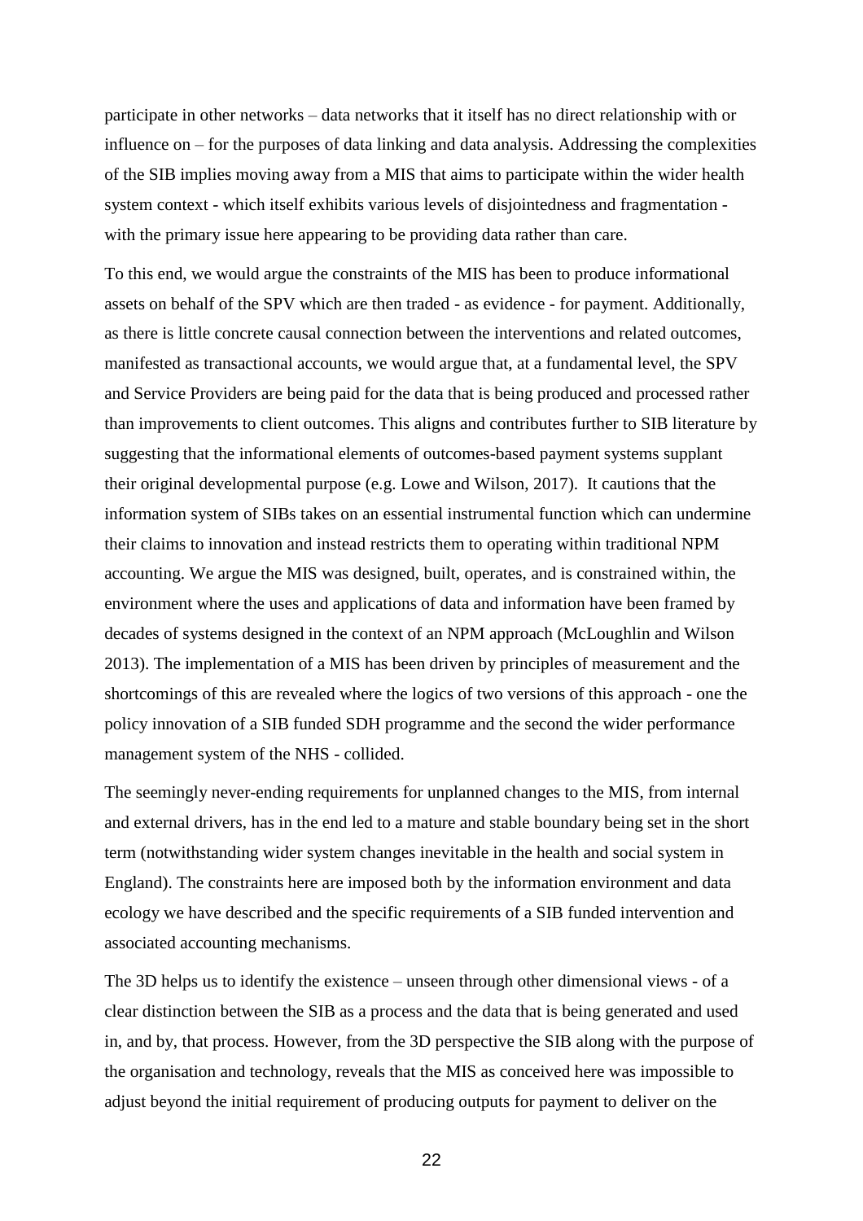participate in other networks – data networks that it itself has no direct relationship with or influence on – for the purposes of data linking and data analysis. Addressing the complexities of the SIB implies moving away from a MIS that aims to participate within the wider health system context - which itself exhibits various levels of disjointedness and fragmentation - with the primary issue here appearing to be providing data rather than care.

To this end, we would argue the constraints of the MIS has been to produce informational assets on behalf of the SPV which are then traded - as evidence - for payment. Additionally, as there is little concrete causal connection between the interventions and related outcomes, manifested as transactional accounts, we would argue that, at a fundamental level, the SPV and Service Providers are being paid for the data that is being produced and processed rather than improvements to client outcomes. This aligns and contributes further to SIB literature by suggesting that the informational elements of outcomes-based payment systems supplant their original developmental purpose (e.g. Lowe and Wilson, 2017). It cautions that the information system of SIBs takes on an essential instrumental function which can undermine their claims to innovation and instead restricts them to operating within traditional NPM accounting. We argue the MIS was designed, built, operates, and is constrained within, the environment where the uses and applications of data and information have been framed by decades of systems designed in the context of an NPM approach (McLoughlin and Wilson 2013). The implementation of a MIS has been driven by principles of measurement and the shortcomings of this are revealed where the logics of two versions of this approach - one the policy innovation of a SIB funded SDH programme and the second the wider performance management system of the NHS - collided.

The seemingly never-ending requirements for unplanned changes to the MIS, from internal and external drivers, has in the end led to a mature and stable boundary being set in the short term (notwithstanding wider system changes inevitable in the health and social system in England). The constraints here are imposed both by the information environment and data ecology we have described and the specific requirements of a SIB funded intervention and associated accounting mechanisms.

The 3D helps us to identify the existence – unseen through other dimensional views - of a clear distinction between the SIB as a process and the data that is being generated and used in, and by, that process. However, from the 3D perspective the SIB along with the purpose of the organisation and technology, reveals that the MIS as conceived here was impossible to adjust beyond the initial requirement of producing outputs for payment to deliver on the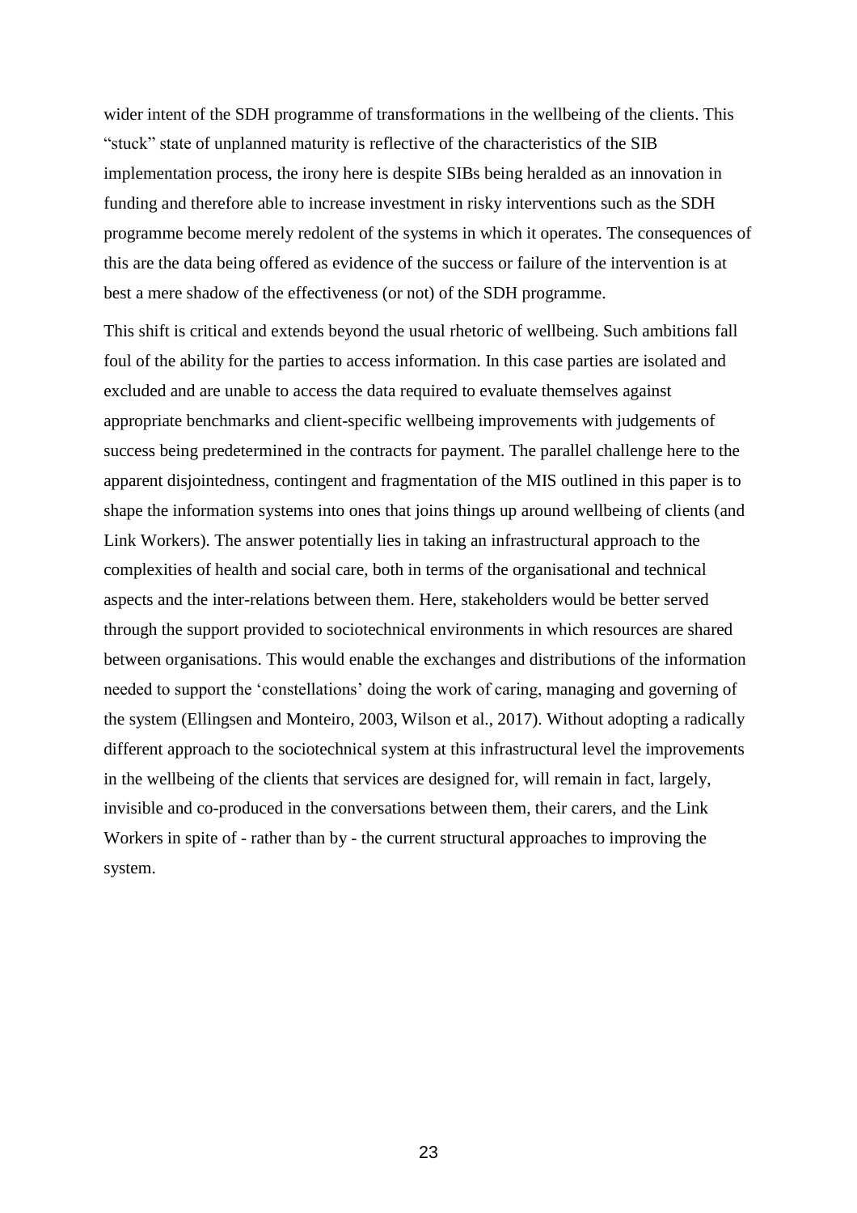wider intent of the SDH programme of transformations in the wellbeing of the clients. This "stuck" state of unplanned maturity is reflective of the characteristics of the SIB implementation process, the irony here is despite SIBs being heralded as an innovation in funding and therefore able to increase investment in risky interventions such as the SDH programme become merely redolent of the systems in which it operates. The consequences of this are the data being offered as evidence of the success or failure of the intervention is at best a mere shadow of the effectiveness (or not) of the SDH programme.

This shift is critical and extends beyond the usual rhetoric of wellbeing. Such ambitions fall foul of the ability for the parties to access information. In this case parties are isolated and excluded and are unable to access the data required to evaluate themselves against appropriate benchmarks and client-specific wellbeing improvements with judgements of success being predetermined in the contracts for payment. The parallel challenge here to the apparent disjointedness, contingent and fragmentation of the MIS outlined in this paper is to shape the information systems into ones that joins things up around wellbeing of clients (and Link Workers). The answer potentially lies in taking an infrastructural approach to the complexities of health and social care, both in terms of the organisational and technical aspects and the inter-relations between them. Here, stakeholders would be better served through the support provided to sociotechnical environments in which resources are shared between organisations. This would enable the exchanges and distributions of the information needed to support the 'constellations' doing the work of caring, managing and governing of the system (Ellingsen and Monteiro, 2003, Wilson et al., 2017). Without adopting a radically different approach to the sociotechnical system at this infrastructural level the improvements in the wellbeing of the clients that services are designed for, will remain in fact, largely, invisible and co-produced in the conversations between them, their carers, and the Link Workers in spite of - rather than by - the current structural approaches to improving the system.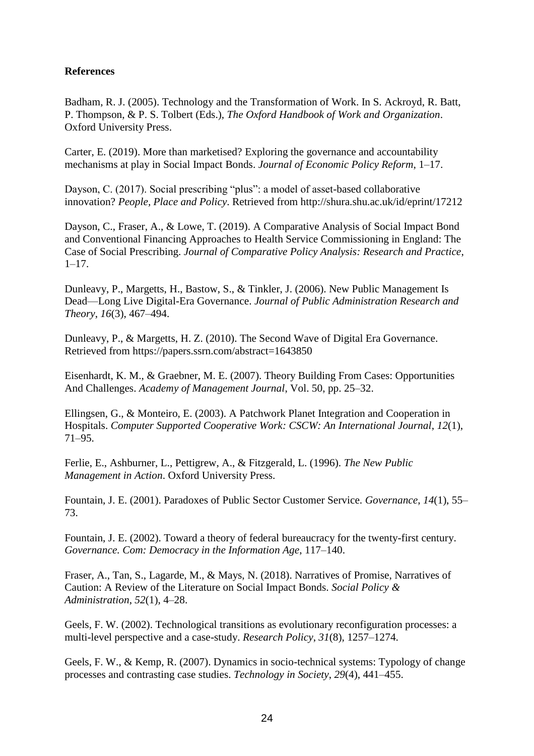**References**

Badham, R. J. (2005). Technology and the Transformation of Work. In S. Ackroyd, R. Batt, P. Thompson, & P. S. Tolbert (Eds.), *The Oxford Handbook of Work and Organization*. Oxford University Press.

Carter, E. (2019). More than marketised? Exploring the governance and accountability mechanisms at play in Social Impact Bonds. *Journal of Economic Policy Reform*, 1–17.

Dayson, C. (2017). Social prescribing "plus": a model of asset-based collaborative innovation? *People, Place and Policy*. Retrieved from http://shura.shu.ac.uk/id/eprint/17212

Dayson, C., Fraser, A., & Lowe, T. (2019). A Comparative Analysis of Social Impact Bond and Conventional Financing Approaches to Health Service Commissioning in England: The Case of Social Prescribing. *Journal of Comparative Policy Analysis: Research and Practice*, 1–17.

Dunleavy, P., Margetts, H., Bastow, S., & Tinkler, J. (2006). New Public Management Is Dead—Long Live Digital-Era Governance. *Journal of Public Administration Research and Theory*, *16*(3), 467–494.

Dunleavy, P., & Margetts, H. Z. (2010). The Second Wave of Digital Era Governance. Retrieved from https://papers.ssrn.com/abstract=1643850

Eisenhardt, K. M., & Graebner, M. E. (2007). Theory Building From Cases: Opportunities And Challenges. *Academy of Management Journal*, Vol. 50, pp. 25–32.

Ellingsen, G., & Monteiro, E. (2003). A Patchwork Planet Integration and Cooperation in Hospitals. *Computer Supported Cooperative Work: CSCW: An International Journal*, *12*(1), 71–95.

Ferlie, E., Ashburner, L., Pettigrew, A., & Fitzgerald, L. (1996). *The New Public Management in Action*. Oxford University Press.

Fountain, J. E. (2001). Paradoxes of Public Sector Customer Service. *Governance*, *14*(1), 55–73.

Fountain, J. E. (2002). Toward a theory of federal bureaucracy for the twenty-first century. *Governance. Com: Democracy in the Information Age*, 117–140.

Fraser, A., Tan, S., Lagarde, M., & Mays, N. (2018). Narratives of Promise, Narratives of Caution: A Review of the Literature on Social Impact Bonds. *Social Policy & Administration*, *52*(1), 4–28.

Geels, F. W. (2002). Technological transitions as evolutionary reconfiguration processes: a multi-level perspective and a case-study. *Research Policy*, *31*(8), 1257–1274.

Geels, F. W., & Kemp, R. (2007). Dynamics in socio-technical systems: Typology of change processes and contrasting case studies. *Technology in Society*, *29*(4), 441–455.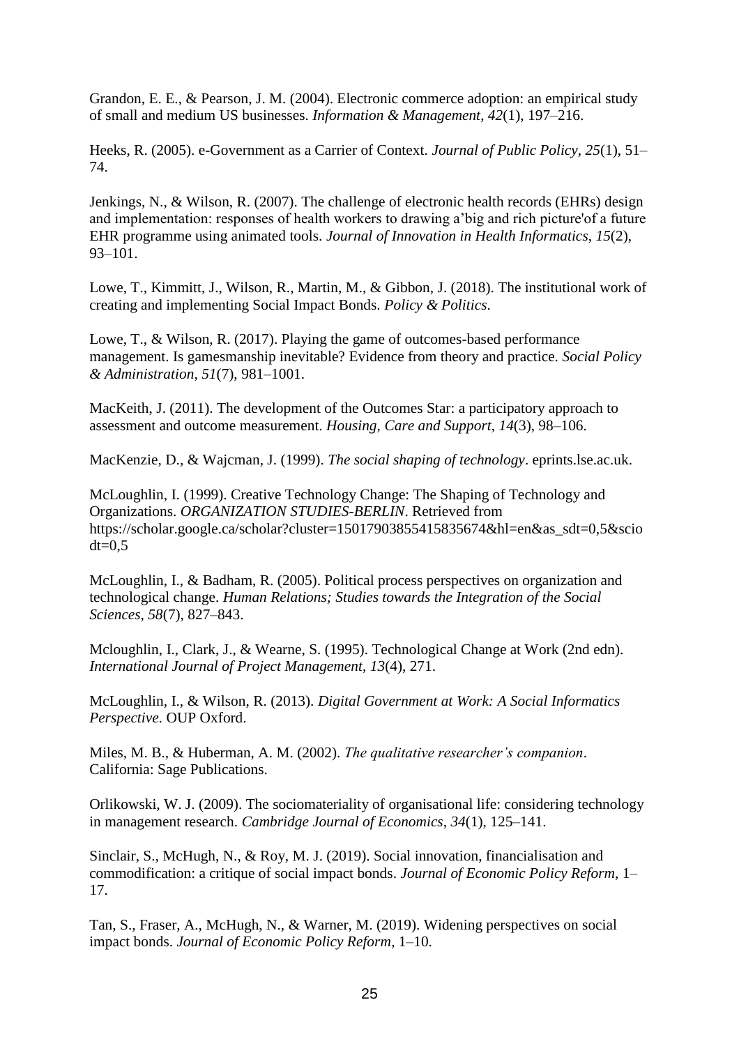Grandon, E. E., & Pearson, J. M. (2004). Electronic commerce adoption: an empirical study of small and medium US businesses. *Information & Management*, *42*(1), 197–216.

Heeks, R. (2005). e-Government as a Carrier of Context. *Journal of Public Policy*, *25*(1), 51–74.

Jenkings, N., & Wilson, R. (2007). The challenge of electronic health records (EHRs) design and implementation: responses of health workers to drawing a'big and rich picture'of a future EHR programme using animated tools. *Journal of Innovation in Health Informatics*, *15*(2), 93–101.

Lowe, T., Kimmitt, J., Wilson, R., Martin, M., & Gibbon, J. (2018). The institutional work of creating and implementing Social Impact Bonds. *Policy & Politics*.

Lowe, T., & Wilson, R. (2017). Playing the game of outcomes-based performance management. Is gamesmanship inevitable? Evidence from theory and practice. *Social Policy & Administration*, *51*(7), 981–1001.

MacKeith, J. (2011). The development of the Outcomes Star: a participatory approach to assessment and outcome measurement. *Housing, Care and Support*, *14*(3), 98–106.

MacKenzie, D., & Wajcman, J. (1999). *The social shaping of technology*. eprints.lse.ac.uk.

McLoughlin, I. (1999). Creative Technology Change: The Shaping of Technology and Organizations. *ORGANIZATION STUDIES-BERLIN*. Retrieved from https://scholar.google.ca/scholar?cluster=15017903855415835674&hl=en&as_sdt=0,5&sciodt=0,5

McLoughlin, I., & Badham, R. (2005). Political process perspectives on organization and technological change. *Human Relations; Studies towards the Integration of the Social Sciences*, *58*(7), 827–843.

Mcloughlin, I., Clark, J., & Wearne, S. (1995). Technological Change at Work (2nd edn). *International Journal of Project Management*, *13*(4), 271.

McLoughlin, I., & Wilson, R. (2013). *Digital Government at Work: A Social Informatics Perspective*. OUP Oxford.

Miles, M. B., & Huberman, A. M. (2002). *The qualitative researcher's companion*. California: Sage Publications.

Orlikowski, W. J. (2009). The sociomateriality of organisational life: considering technology in management research. *Cambridge Journal of Economics*, *34*(1), 125–141.

Sinclair, S., McHugh, N., & Roy, M. J. (2019). Social innovation, financialisation and commodification: a critique of social impact bonds. *Journal of Economic Policy Reform*, 1–17.

Tan, S., Fraser, A., McHugh, N., & Warner, M. (2019). Widening perspectives on social impact bonds. *Journal of Economic Policy Reform*, 1–10.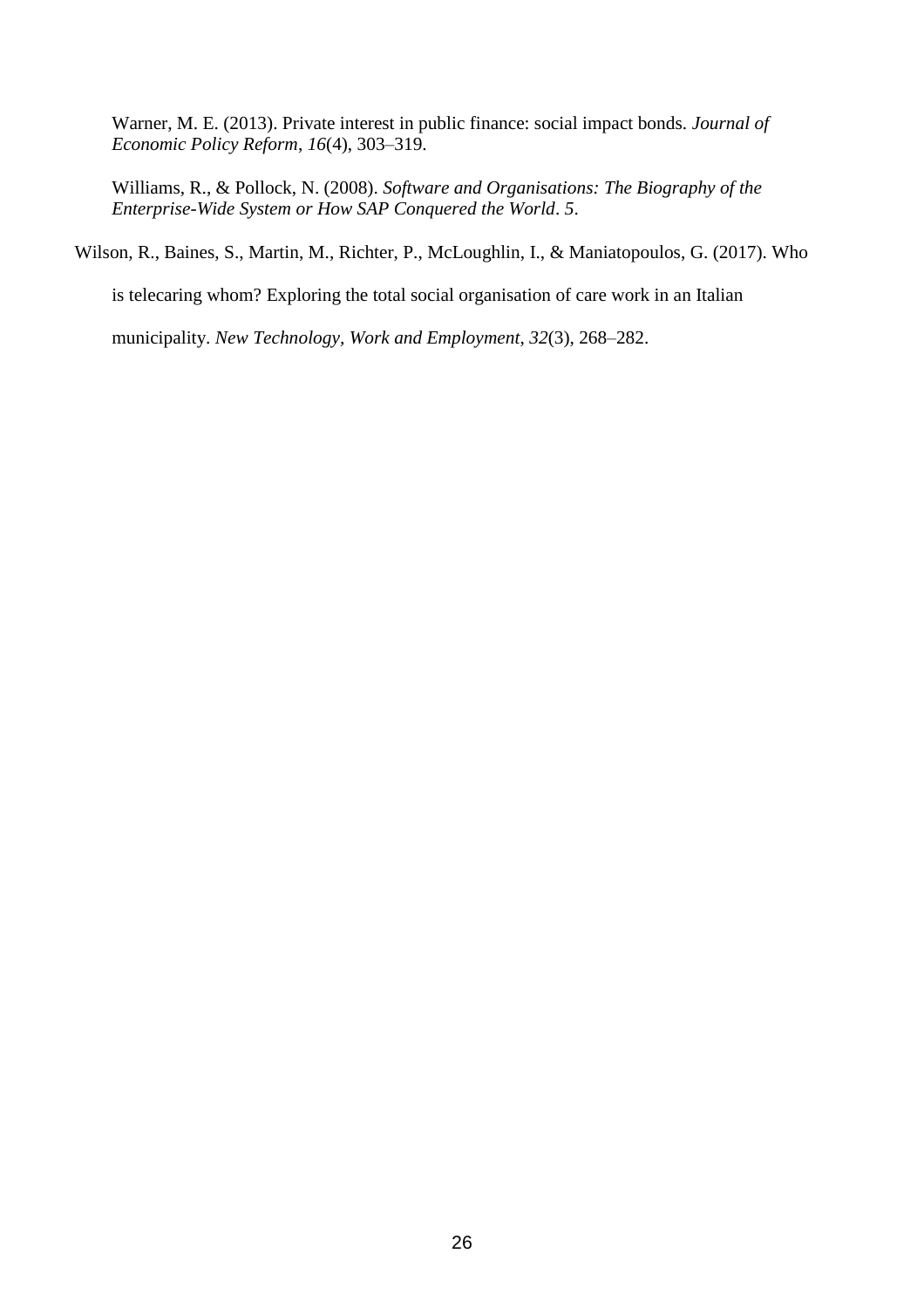Warner, M. E. (2013). Private interest in public finance: social impact bonds. *Journal of Economic Policy Reform*, *16*(4), 303–319.

Williams, R., & Pollock, N. (2008). *Software and Organisations: The Biography of the Enterprise-Wide System or How SAP Conquered the World*. *5*.

Wilson, R., Baines, S., Martin, M., Richter, P., McLoughlin, I., & Maniatopoulos, G. (2017). Who is telecaring whom? Exploring the total social organisation of care work in an Italian municipality. *New Technology, Work and Employment*, *32*(3), 268–282.